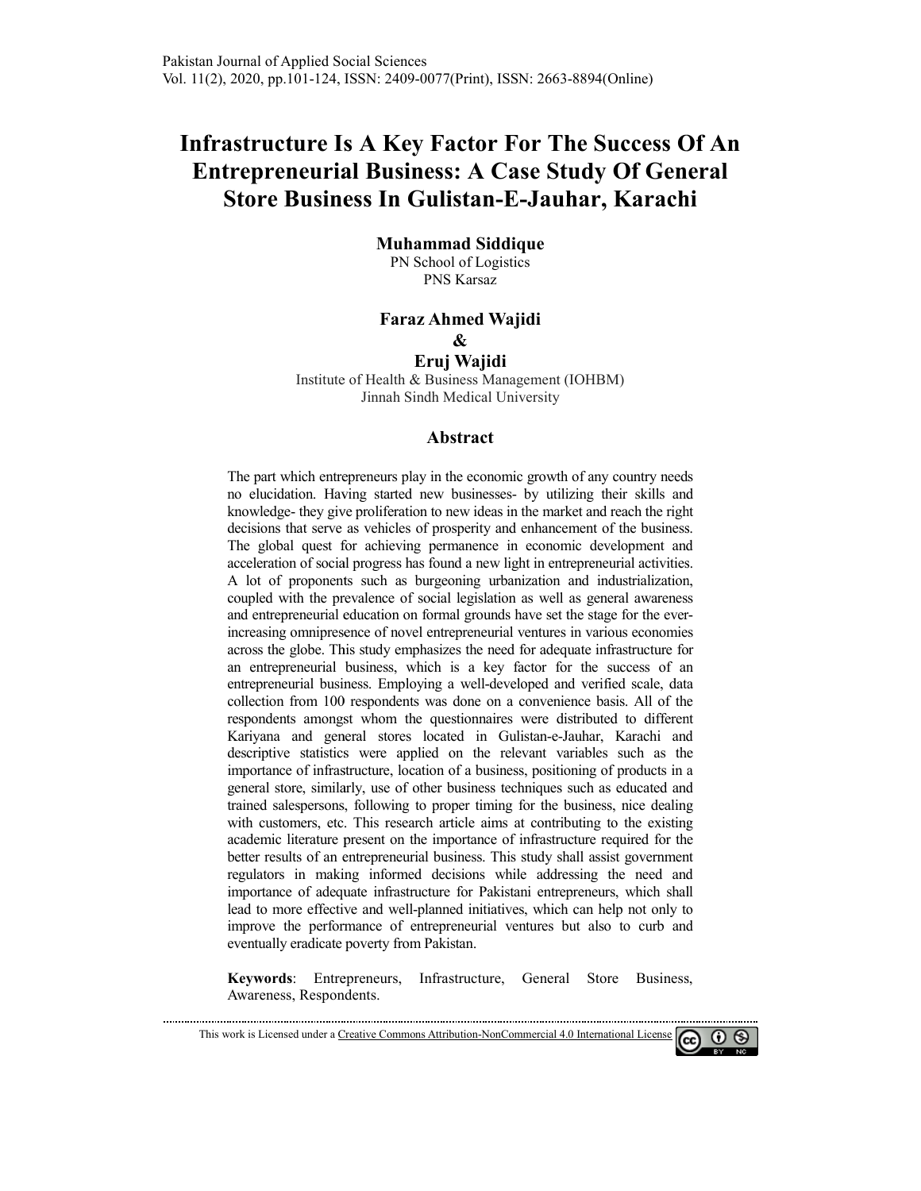# Infrastructure Is A Key Factor For The Success Of An Entrepreneurial Business: A Case Study Of General Store Business In Gulistan-E-Jauhar, Karachi

**Muhammad Siddique**
PN School of Logistics
PNS Karsaz

**Faraz Ahmed Wajidi**
**&**
**Eruj Wajidi**
Institute of Health & Business Management (IOHBM)
Jinnah Sindh Medical University

## Abstract

The part which entrepreneurs play in the economic growth of any country needs no elucidation. Having started new businesses- by utilizing their skills and knowledge- they give proliferation to new ideas in the market and reach the right decisions that serve as vehicles of prosperity and enhancement of the business. The global quest for achieving permanence in economic development and acceleration of social progress has found a new light in entrepreneurial activities. A lot of proponents such as burgeoning urbanization and industrialization, coupled with the prevalence of social legislation as well as general awareness and entrepreneurial education on formal grounds have set the stage for the ever-increasing omnipresence of novel entrepreneurial ventures in various economies across the globe. This study emphasizes the need for adequate infrastructure for an entrepreneurial business, which is a key factor for the success of an entrepreneurial business. Employing a well-developed and verified scale, data collection from 100 respondents was done on a convenience basis. All of the respondents amongst whom the questionnaires were distributed to different Kariyana and general stores located in Gulistan-e-Jauhar, Karachi and descriptive statistics were applied on the relevant variables such as the importance of infrastructure, location of a business, positioning of products in a general store, similarly, use of other business techniques such as educated and trained salespersons, following to proper timing for the business, nice dealing with customers, etc. This research article aims at contributing to the existing academic literature present on the importance of infrastructure required for the better results of an entrepreneurial business. This study shall assist government regulators in making informed decisions while addressing the need and importance of adequate infrastructure for Pakistani entrepreneurs, which shall lead to more effective and well-planned initiatives, which can help not only to improve the performance of entrepreneurial ventures but also to curb and eventually eradicate poverty from Pakistan.

**Keywords**: Entrepreneurs, Infrastructure, General Store Business, Awareness, Respondents.

This work is Licensed under a Creative Commons Attribution-NonCommercial 4.0 International License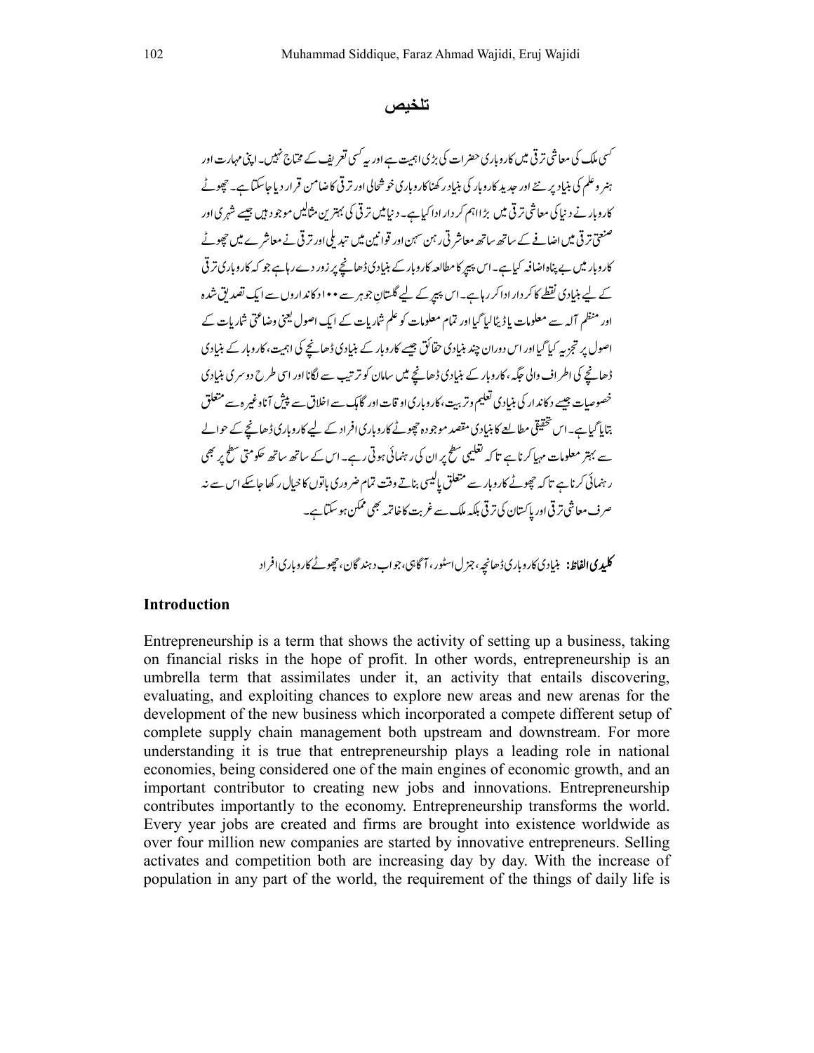## تلخیص

کسی ملک کی معاشی ترقی میں کاروباری حضرات کی بڑی اہمیت ہے اور یہ کسی تعریف کے محتاج نہیں۔ اپنی مہارت اور ہنر و علم کی بنیاد پر نئے اور جدید کاروبار کی بنیاد رکھنا کاروباری خوشحالی اور ترقی کا ضامن قرار دیا جاسکتا ہے۔ چھوٹے کاروبار نے دنیا کی معاشی ترقی میں بڑا اہم کردار ادا کیا ہے۔ دنیا میں ترقی کی بہترین مثالیں موجود ہیں جیسے شہری اور صنعتی ترقی میں اضافے کے ساتھ ساتھ معاشرتی رہن سہن اور قوانین میں تبدیلی اور ترقی نے معاشرے میں چھوٹے کاروبار میں بے پناہ اضافہ کیا ہے۔ اس پیپر کا مطالعہ کاروبار کے بنیادی ڈھانچے پر زور دے رہا ہے جو کہ کاروباری ترقی کے لیے بنیادی نقطے کا کردار ادا کر رہا ہے۔ اس پیپر کے لیے گلستانِ جوہر سے ۱۰۰ دکانداروں سے ایک تصدیق شدہ اور منظم آلہ سے معلومات یا ڈیٹا لیا گیا اور تمام معلومات کو علم شماریات کے ایک اصول یعنی وضاحتی شماریات کے اصول پر تجزیہ کیا گیا اور اس دوران چند بنیادی حقائق جیسے کاروبار کے بنیادی ڈھانچے کی اہمیت، کاروبار کے بنیادی ڈھانچے کی اطراف والی جگہ، کاروبار کے بنیادی ڈھانچے میں سامان کو ترتیب سے لگانا اور اسی طرح دوسری بنیادی خصوصیات جیسے دکاندار کی بنیادی تعلیم و تربیت، کاروباری اوقات اور گاہک سے اخلاق سے پیش آنا وغیرہ سے متعلق بتایا گیا ہے۔ اس تحقیقی مطالعے کا بنیادی مقصد موجودہ چھوٹے کاروباری افراد کے لیے کاروباری ڈھانچے کے حوالے سے بہتر معلومات مہیا کرنا ہے تاکہ تعلیمی سطح پر ان کی رہنمائی ہوتی رہے۔ اس کے ساتھ ساتھ حکومتی سطح پر بھی رہنمائی کرنا ہے تاکہ چھوٹے کاروبار سے متعلق پالیسی بناتے وقت تمام ضروری باتوں کا خیال رکھا جاسکے اس سے نہ صرف معاشی ترقی اور پاکستان کی ترقی بلکہ ملک سے غربت کا خاتمہ بھی ممکن ہو سکتا ہے۔

**کلیدی الفاظ:** بنیادی کاروباری ڈھانچہ، جنرل اسٹور، آگاہی، جواب دہندگان، چھوٹے کاروباری افراد

## Introduction

Entrepreneurship is a term that shows the activity of setting up a business, taking on financial risks in the hope of profit. In other words, entrepreneurship is an umbrella term that assimilates under it, an activity that entails discovering, evaluating, and exploiting chances to explore new areas and new arenas for the development of the new business which incorporated a compete different setup of complete supply chain management both upstream and downstream. For more understanding it is true that entrepreneurship plays a leading role in national economies, being considered one of the main engines of economic growth, and an important contributor to creating new jobs and innovations. Entrepreneurship contributes importantly to the economy. Entrepreneurship transforms the world. Every year jobs are created and firms are brought into existence worldwide as over four million new companies are started by innovative entrepreneurs. Selling activates and competition both are increasing day by day. With the increase of population in any part of the world, the requirement of the things of daily life is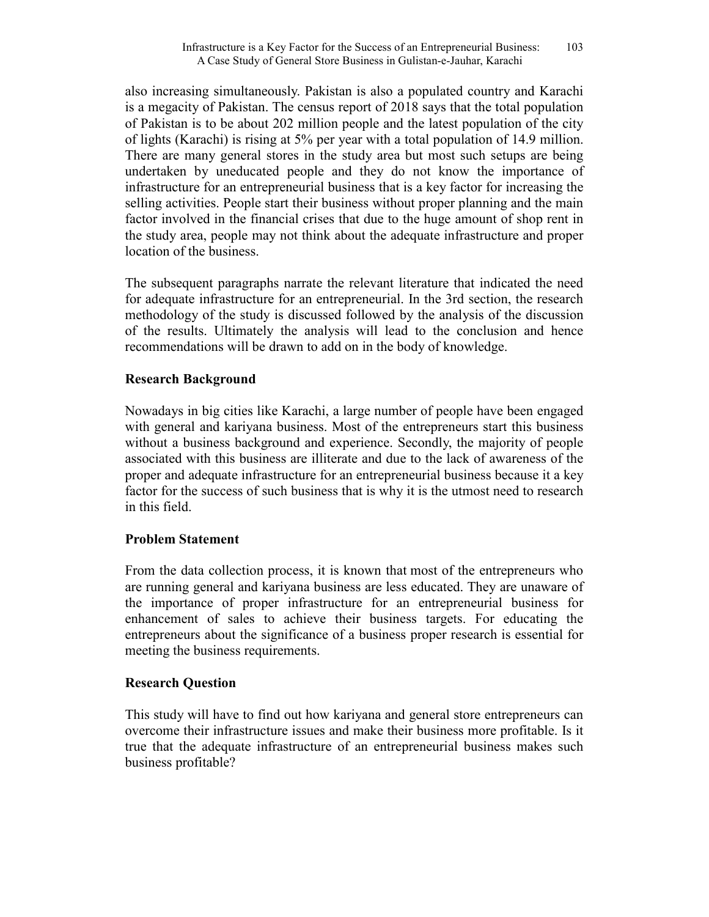also increasing simultaneously. Pakistan is also a populated country and Karachi is a megacity of Pakistan. The census report of 2018 says that the total population of Pakistan is to be about 202 million people and the latest population of the city of lights (Karachi) is rising at 5% per year with a total population of 14.9 million. There are many general stores in the study area but most such setups are being undertaken by uneducated people and they do not know the importance of infrastructure for an entrepreneurial business that is a key factor for increasing the selling activities. People start their business without proper planning and the main factor involved in the financial crises that due to the huge amount of shop rent in the study area, people may not think about the adequate infrastructure and proper location of the business.

The subsequent paragraphs narrate the relevant literature that indicated the need for adequate infrastructure for an entrepreneurial. In the 3rd section, the research methodology of the study is discussed followed by the analysis of the discussion of the results. Ultimately the analysis will lead to the conclusion and hence recommendations will be drawn to add on in the body of knowledge.

## Research Background

Nowadays in big cities like Karachi, a large number of people have been engaged with general and kariyana business. Most of the entrepreneurs start this business without a business background and experience. Secondly, the majority of people associated with this business are illiterate and due to the lack of awareness of the proper and adequate infrastructure for an entrepreneurial business because it a key factor for the success of such business that is why it is the utmost need to research in this field.

## Problem Statement

From the data collection process, it is known that most of the entrepreneurs who are running general and kariyana business are less educated. They are unaware of the importance of proper infrastructure for an entrepreneurial business for enhancement of sales to achieve their business targets. For educating the entrepreneurs about the significance of a business proper research is essential for meeting the business requirements.

## Research Question

This study will have to find out how kariyana and general store entrepreneurs can overcome their infrastructure issues and make their business more profitable. Is it true that the adequate infrastructure of an entrepreneurial business makes such business profitable?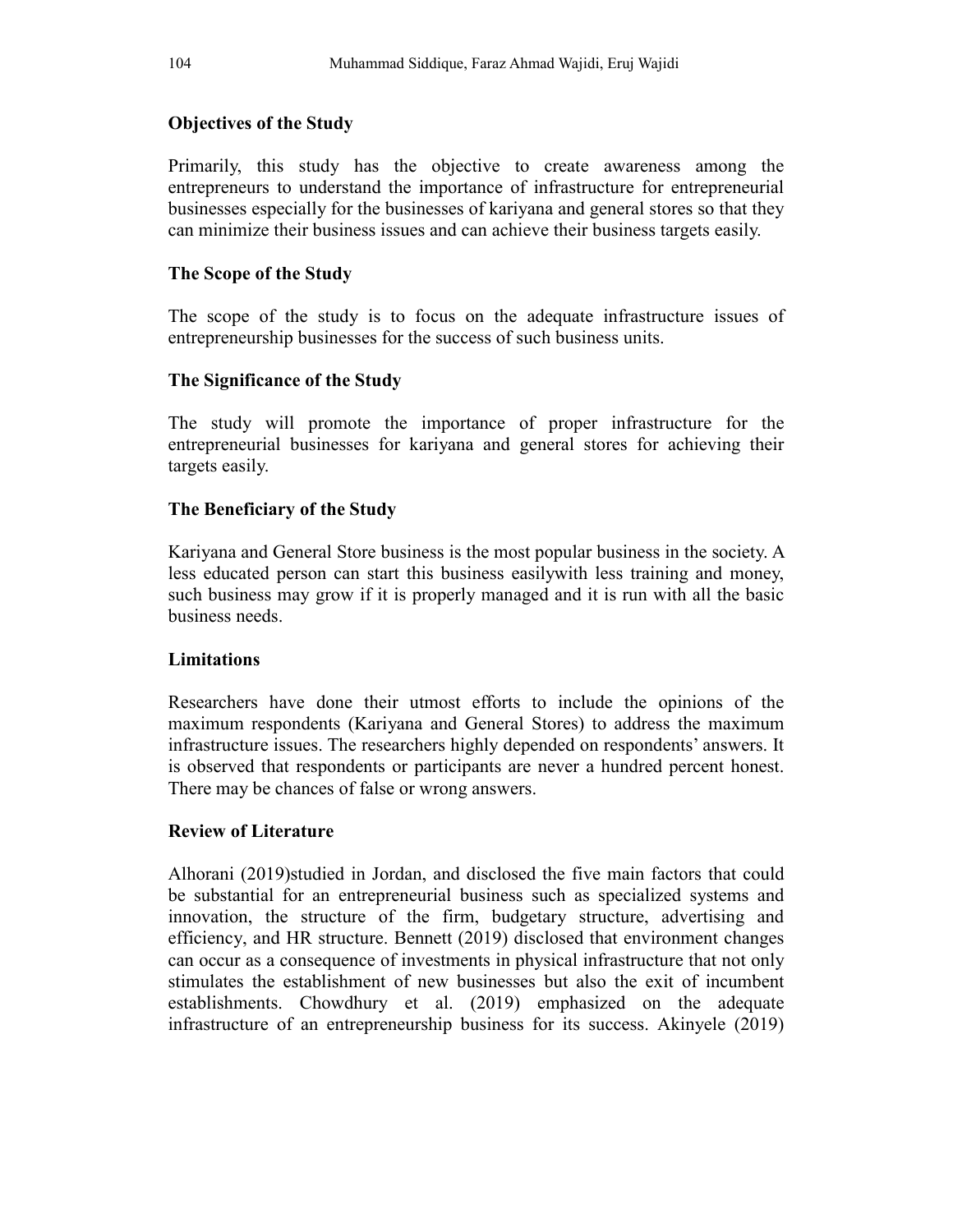### Objectives of the Study

Primarily, this study has the objective to create awareness among the entrepreneurs to understand the importance of infrastructure for entrepreneurial businesses especially for the businesses of kariyana and general stores so that they can minimize their business issues and can achieve their business targets easily.

### The Scope of the Study

The scope of the study is to focus on the adequate infrastructure issues of entrepreneurship businesses for the success of such business units.

### The Significance of the Study

The study will promote the importance of proper infrastructure for the entrepreneurial businesses for kariyana and general stores for achieving their targets easily.

### The Beneficiary of the Study

Kariyana and General Store business is the most popular business in the society. A less educated person can start this business easilywith less training and money, such business may grow if it is properly managed and it is run with all the basic business needs.

### Limitations

Researchers have done their utmost efforts to include the opinions of the maximum respondents (Kariyana and General Stores) to address the maximum infrastructure issues. The researchers highly depended on respondents' answers. It is observed that respondents or participants are never a hundred percent honest. There may be chances of false or wrong answers.

### Review of Literature

Alhorani (2019)studied in Jordan, and disclosed the five main factors that could be substantial for an entrepreneurial business such as specialized systems and innovation, the structure of the firm, budgetary structure, advertising and efficiency, and HR structure. Bennett (2019) disclosed that environment changes can occur as a consequence of investments in physical infrastructure that not only stimulates the establishment of new businesses but also the exit of incumbent establishments. Chowdhury et al. (2019) emphasized on the adequate infrastructure of an entrepreneurship business for its success. Akinyele (2019)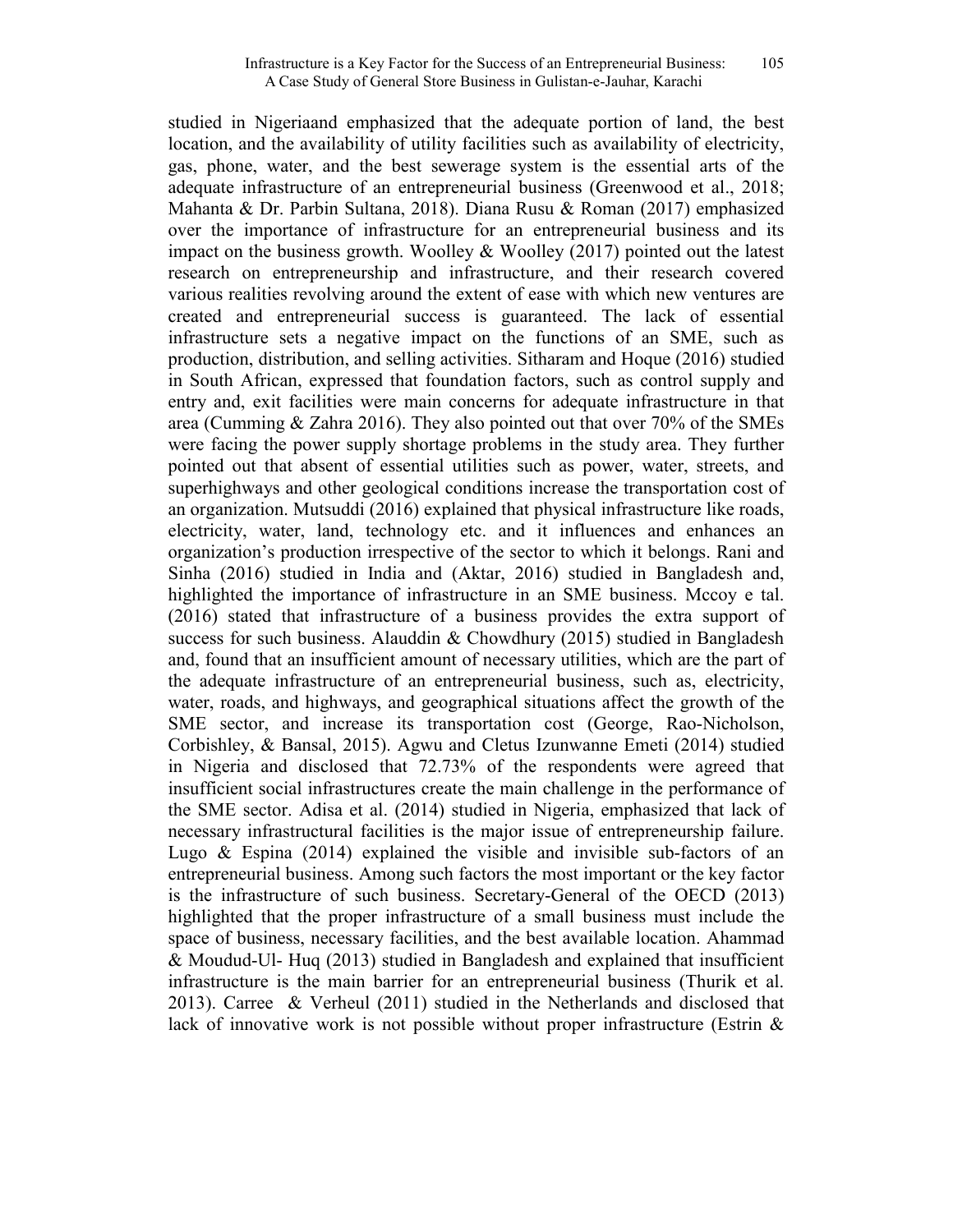studied in Nigeriaand emphasized that the adequate portion of land, the best location, and the availability of utility facilities such as availability of electricity, gas, phone, water, and the best sewerage system is the essential arts of the adequate infrastructure of an entrepreneurial business (Greenwood et al., 2018; Mahanta & Dr. Parbin Sultana, 2018). Diana Rusu & Roman (2017) emphasized over the importance of infrastructure for an entrepreneurial business and its impact on the business growth. Woolley & Woolley (2017) pointed out the latest research on entrepreneurship and infrastructure, and their research covered various realities revolving around the extent of ease with which new ventures are created and entrepreneurial success is guaranteed. The lack of essential infrastructure sets a negative impact on the functions of an SME, such as production, distribution, and selling activities. Sitharam and Hoque (2016) studied in South African, expressed that foundation factors, such as control supply and entry and, exit facilities were main concerns for adequate infrastructure in that area (Cumming & Zahra 2016). They also pointed out that over 70% of the SMEs were facing the power supply shortage problems in the study area. They further pointed out that absent of essential utilities such as power, water, streets, and superhighways and other geological conditions increase the transportation cost of an organization. Mutsuddi (2016) explained that physical infrastructure like roads, electricity, water, land, technology etc. and it influences and enhances an organization's production irrespective of the sector to which it belongs. Rani and Sinha (2016) studied in India and (Aktar, 2016) studied in Bangladesh and, highlighted the importance of infrastructure in an SME business. Mccoy e tal. (2016) stated that infrastructure of a business provides the extra support of success for such business. Alauddin & Chowdhury (2015) studied in Bangladesh and, found that an insufficient amount of necessary utilities, which are the part of the adequate infrastructure of an entrepreneurial business, such as, electricity, water, roads, and highways, and geographical situations affect the growth of the SME sector, and increase its transportation cost (George, Rao-Nicholson, Corbishley, & Bansal, 2015). Agwu and Cletus Izunwanne Emeti (2014) studied in Nigeria and disclosed that 72.73% of the respondents were agreed that insufficient social infrastructures create the main challenge in the performance of the SME sector. Adisa et al. (2014) studied in Nigeria, emphasized that lack of necessary infrastructural facilities is the major issue of entrepreneurship failure. Lugo & Espina (2014) explained the visible and invisible sub-factors of an entrepreneurial business. Among such factors the most important or the key factor is the infrastructure of such business. Secretary-General of the OECD (2013) highlighted that the proper infrastructure of a small business must include the space of business, necessary facilities, and the best available location. Ahammad & Moudud-Ul- Huq (2013) studied in Bangladesh and explained that insufficient infrastructure is the main barrier for an entrepreneurial business (Thurik et al. 2013). Carree & Verheul (2011) studied in the Netherlands and disclosed that lack of innovative work is not possible without proper infrastructure (Estrin &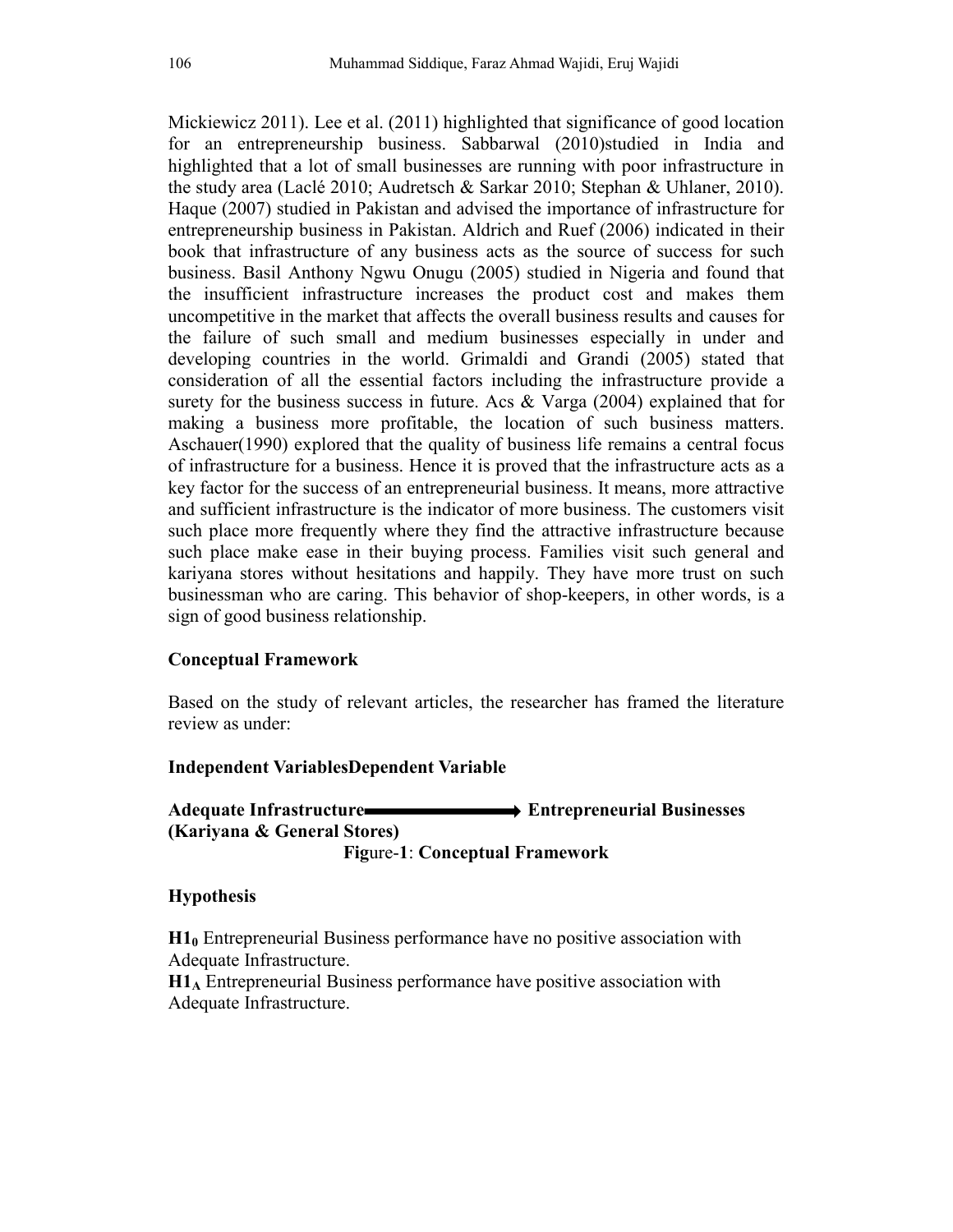Mickiewicz 2011). Lee et al. (2011) highlighted that significance of good location for an entrepreneurship business. Sabbarwal (2010)studied in India and highlighted that a lot of small businesses are running with poor infrastructure in the study area (Laclé 2010; Audretsch & Sarkar 2010; Stephan & Uhlaner, 2010). Haque (2007) studied in Pakistan and advised the importance of infrastructure for entrepreneurship business in Pakistan. Aldrich and Ruef (2006) indicated in their book that infrastructure of any business acts as the source of success for such business. Basil Anthony Ngwu Onugu (2005) studied in Nigeria and found that the insufficient infrastructure increases the product cost and makes them uncompetitive in the market that affects the overall business results and causes for the failure of such small and medium businesses especially in under and developing countries in the world. Grimaldi and Grandi (2005) stated that consideration of all the essential factors including the infrastructure provide a surety for the business success in future. Acs & Varga (2004) explained that for making a business more profitable, the location of such business matters. Aschauer(1990) explored that the quality of business life remains a central focus of infrastructure for a business. Hence it is proved that the infrastructure acts as a key factor for the success of an entrepreneurial business. It means, more attractive and sufficient infrastructure is the indicator of more business. The customers visit such place more frequently where they find the attractive infrastructure because such place make ease in their buying process. Families visit such general and kariyana stores without hesitations and happily. They have more trust on such businessman who are caring. This behavior of shop-keepers, in other words, is a sign of good business relationship.

### Conceptual Framework

Based on the study of relevant articles, the researcher has framed the literature review as under:

**Independent VariablesDependent Variable**

**Adequate Infrastructure** ⟶ **Entrepreneurial Businesses (Kariyana & General Stores)**

**Fig**ure-**1**: **Conceptual Framework**

### Hypothesis

**$H1_0$** Entrepreneurial Business performance have no positive association with Adequate Infrastructure.

**$H1_A$** Entrepreneurial Business performance have positive association with Adequate Infrastructure.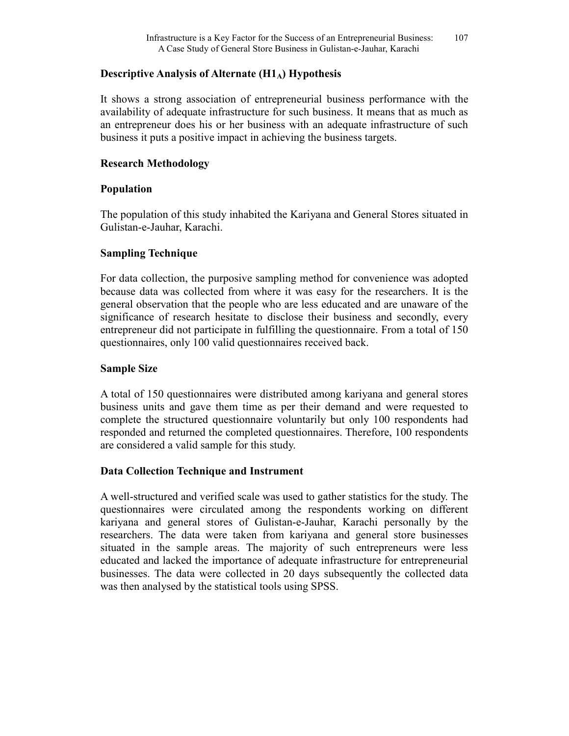### Descriptive Analysis of Alternate ($H1_A$) Hypothesis

It shows a strong association of entrepreneurial business performance with the availability of adequate infrastructure for such business. It means that as much as an entrepreneur does his or her business with an adequate infrastructure of such business it puts a positive impact in achieving the business targets.

## Research Methodology

### Population

The population of this study inhabited the Kariyana and General Stores situated in Gulistan-e-Jauhar, Karachi.

### Sampling Technique

For data collection, the purposive sampling method for convenience was adopted because data was collected from where it was easy for the researchers. It is the general observation that the people who are less educated and are unaware of the significance of research hesitate to disclose their business and secondly, every entrepreneur did not participate in fulfilling the questionnaire. From a total of 150 questionnaires, only 100 valid questionnaires received back.

### Sample Size

A total of 150 questionnaires were distributed among kariyana and general stores business units and gave them time as per their demand and were requested to complete the structured questionnaire voluntarily but only 100 respondents had responded and returned the completed questionnaires. Therefore, 100 respondents are considered a valid sample for this study.

### Data Collection Technique and Instrument

A well-structured and verified scale was used to gather statistics for the study. The questionnaires were circulated among the respondents working on different kariyana and general stores of Gulistan-e-Jauhar, Karachi personally by the researchers. The data were taken from kariyana and general store businesses situated in the sample areas. The majority of such entrepreneurs were less educated and lacked the importance of adequate infrastructure for entrepreneurial businesses. The data were collected in 20 days subsequently the collected data was then analysed by the statistical tools using SPSS.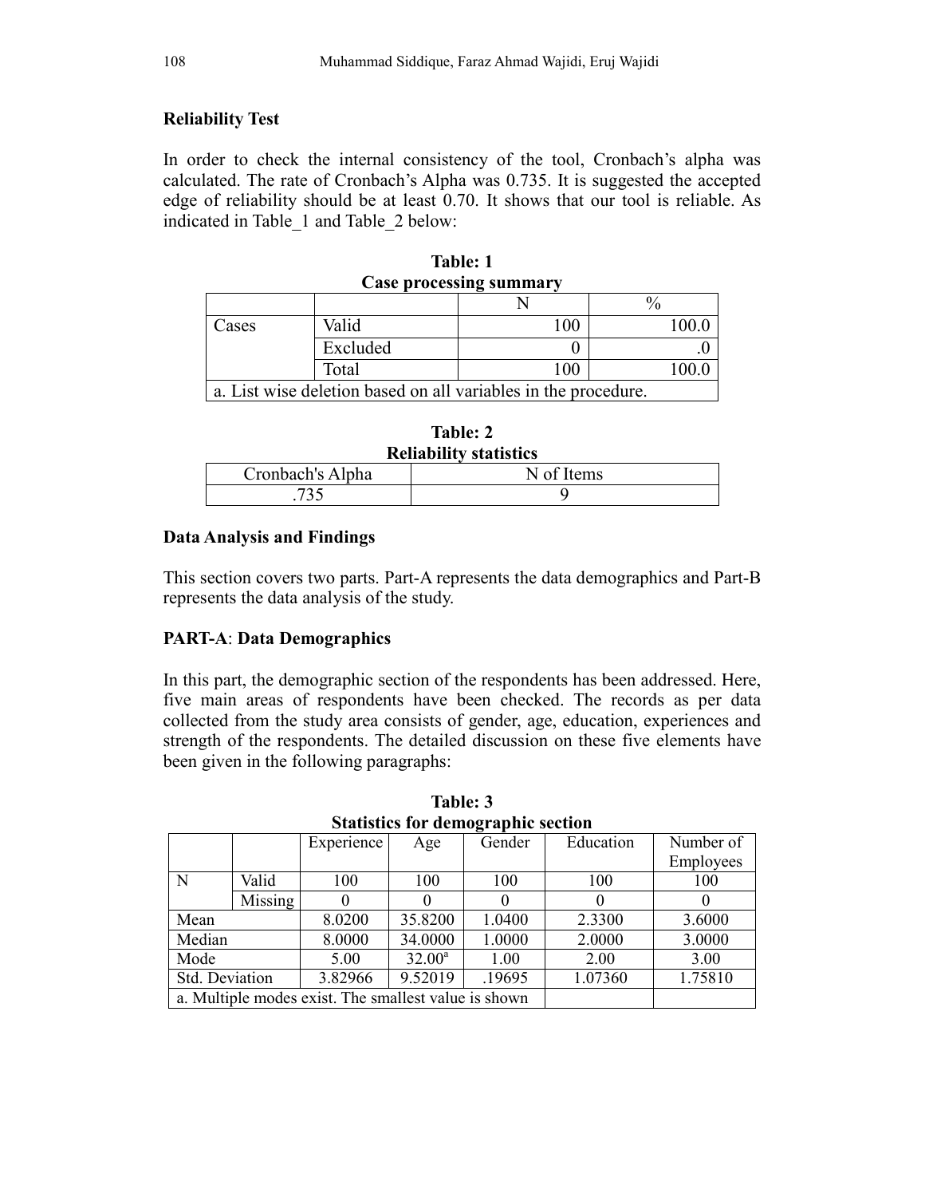### Reliability Test

In order to check the internal consistency of the tool, Cronbach's alpha was calculated. The rate of Cronbach's Alpha was 0.735. It is suggested the accepted edge of reliability should be at least 0.70. It shows that our tool is reliable. As indicated in Table_1 and Table_2 below:

**Table: 1**
**Case processing summary**

| | | N | % |
|---|---|---|---|
| Cases | Valid | 100 | 100.0 |
| | Excluded | 0 | .0 |
| | Total | 100 | 100.0 |
| a. List wise deletion based on all variables in the procedure. | | | |

**Table: 2**
**Reliability statistics**

| Cronbach's Alpha | N of Items |
|---|---|
| .735 | 9 |

### Data Analysis and Findings

This section covers two parts. Part-A represents the data demographics and Part-B represents the data analysis of the study.

### PART-A: Data Demographics

In this part, the demographic section of the respondents has been addressed. Here, five main areas of respondents have been checked. The records as per data collected from the study area consists of gender, age, education, experiences and strength of the respondents. The detailed discussion on these five elements have been given in the following paragraphs:

**Table: 3**
**Statistics for demographic section**

| | | Experience | Age | Gender | Education | Number of Employees |
|---|---|---|---|---|---|---|
| N | Valid | 100 | 100 | 100 | 100 | 100 |
| | Missing | 0 | 0 | 0 | 0 | 0 |
| Mean | | 8.0200 | 35.8200 | 1.0400 | 2.3300 | 3.6000 |
| Median | | 8.0000 | 34.0000 | 1.0000 | 2.0000 | 3.0000 |
| Mode | | 5.00 | 32.00[a] | 1.00 | 2.00 | 3.00 |
| Std. Deviation | | 3.82966 | 9.52019 | .19695 | 1.07360 | 1.75810 |
| a. Multiple modes exist. The smallest value is shown | | | | | | |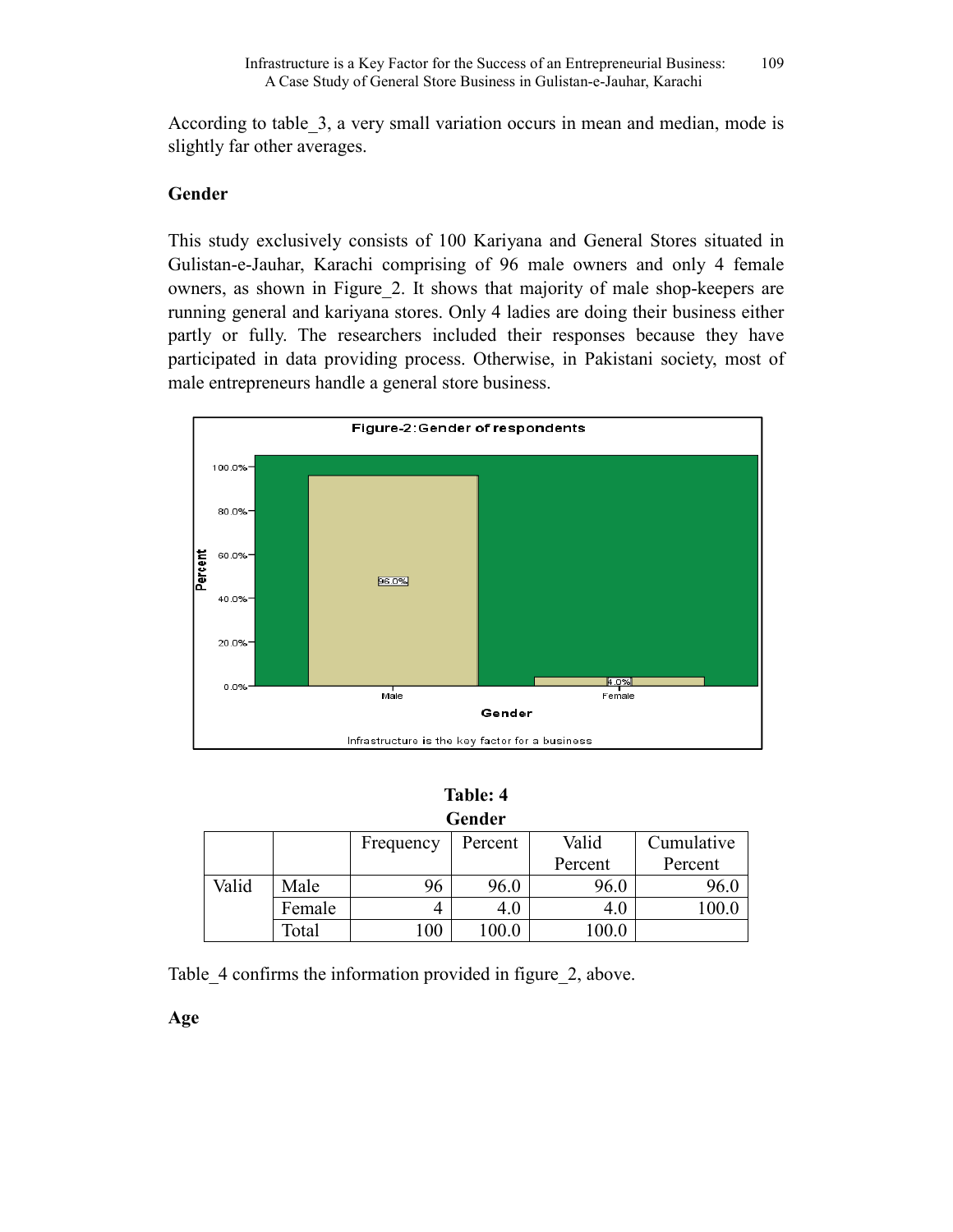According to table_3, a very small variation occurs in mean and median, mode is slightly far other averages.

## Gender

This study exclusively consists of 100 Kariyana and General Stores situated in Gulistan-e-Jauhar, Karachi comprising of 96 male owners and only 4 female owners, as shown in Figure_2. It shows that majority of male shop-keepers are running general and kariyana stores. Only 4 ladies are doing their business either partly or fully. The researchers included their responses because they have participated in data providing process. Otherwise, in Pakistani society, most of male entrepreneurs handle a general store business.

**Table: 4**
**Gender**

| | | Frequency | Percent | Valid Percent | Cumulative Percent |
|---|---|---|---|---|---|
| Valid | Male | 96 | 96.0 | 96.0 | 96.0 |
| | Female | 4 | 4.0 | 4.0 | 100.0 |
| | Total | 100 | 100.0 | 100.0 | |

Table_4 confirms the information provided in figure_2, above.

## Age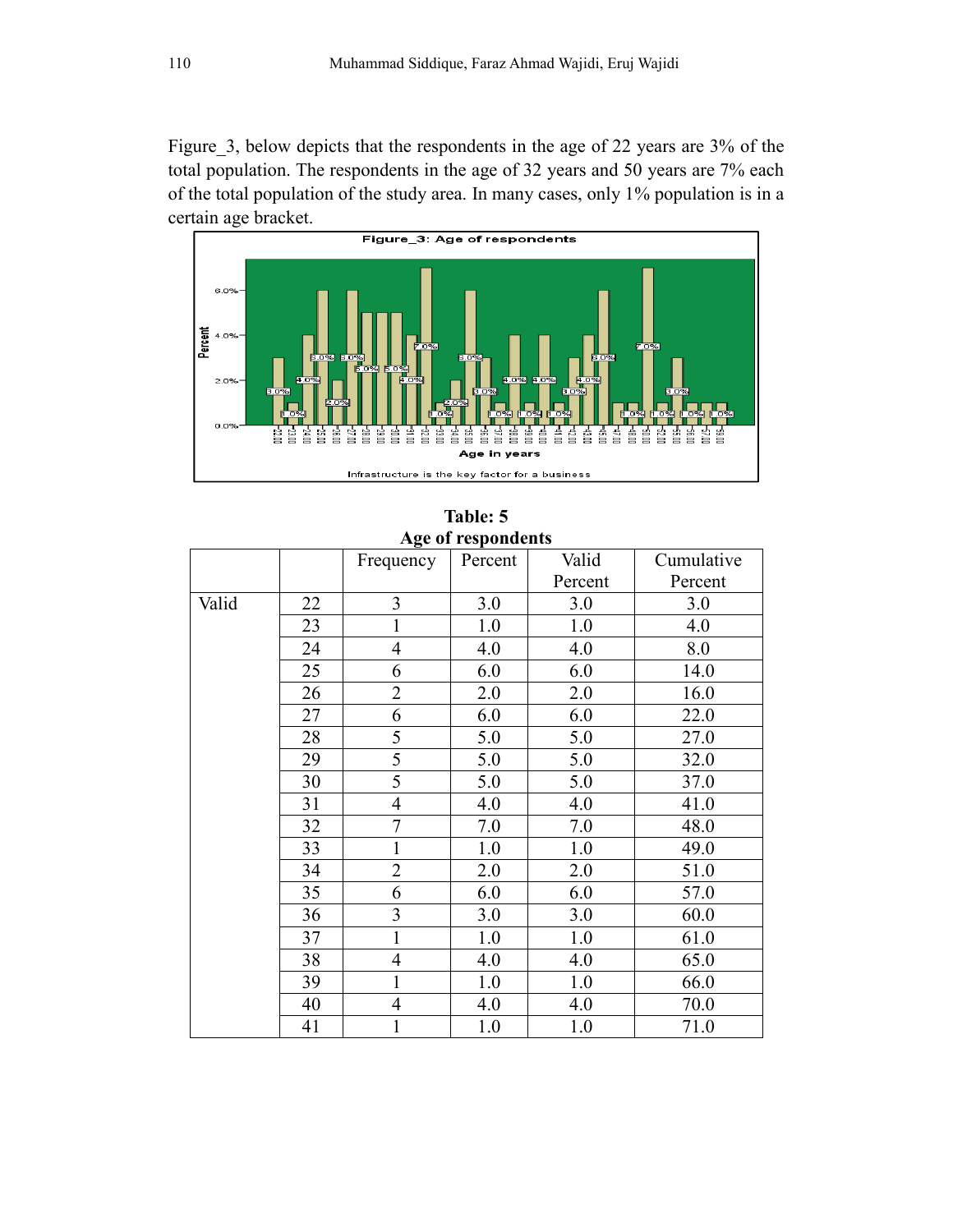Figure_3, below depicts that the respondents in the age of 22 years are 3% of the total population. The respondents in the age of 32 years and 50 years are 7% each of the total population of the study area. In many cases, only 1% population is in a certain age bracket.

**Table: 5**
**Age of respondents**

| | | Frequency | Percent | Valid Percent | Cumulative Percent |
|---|---|---|---|---|---|
| Valid | 22 | 3 | 3.0 | 3.0 | 3.0 |
| | 23 | 1 | 1.0 | 1.0 | 4.0 |
| | 24 | 4 | 4.0 | 4.0 | 8.0 |
| | 25 | 6 | 6.0 | 6.0 | 14.0 |
| | 26 | 2 | 2.0 | 2.0 | 16.0 |
| | 27 | 6 | 6.0 | 6.0 | 22.0 |
| | 28 | 5 | 5.0 | 5.0 | 27.0 |
| | 29 | 5 | 5.0 | 5.0 | 32.0 |
| | 30 | 5 | 5.0 | 5.0 | 37.0 |
| | 31 | 4 | 4.0 | 4.0 | 41.0 |
| | 32 | 7 | 7.0 | 7.0 | 48.0 |
| | 33 | 1 | 1.0 | 1.0 | 49.0 |
| | 34 | 2 | 2.0 | 2.0 | 51.0 |
| | 35 | 6 | 6.0 | 6.0 | 57.0 |
| | 36 | 3 | 3.0 | 3.0 | 60.0 |
| | 37 | 1 | 1.0 | 1.0 | 61.0 |
| | 38 | 4 | 4.0 | 4.0 | 65.0 |
| | 39 | 1 | 1.0 | 1.0 | 66.0 |
| | 40 | 4 | 4.0 | 4.0 | 70.0 |
| | 41 | 1 | 1.0 | 1.0 | 71.0 |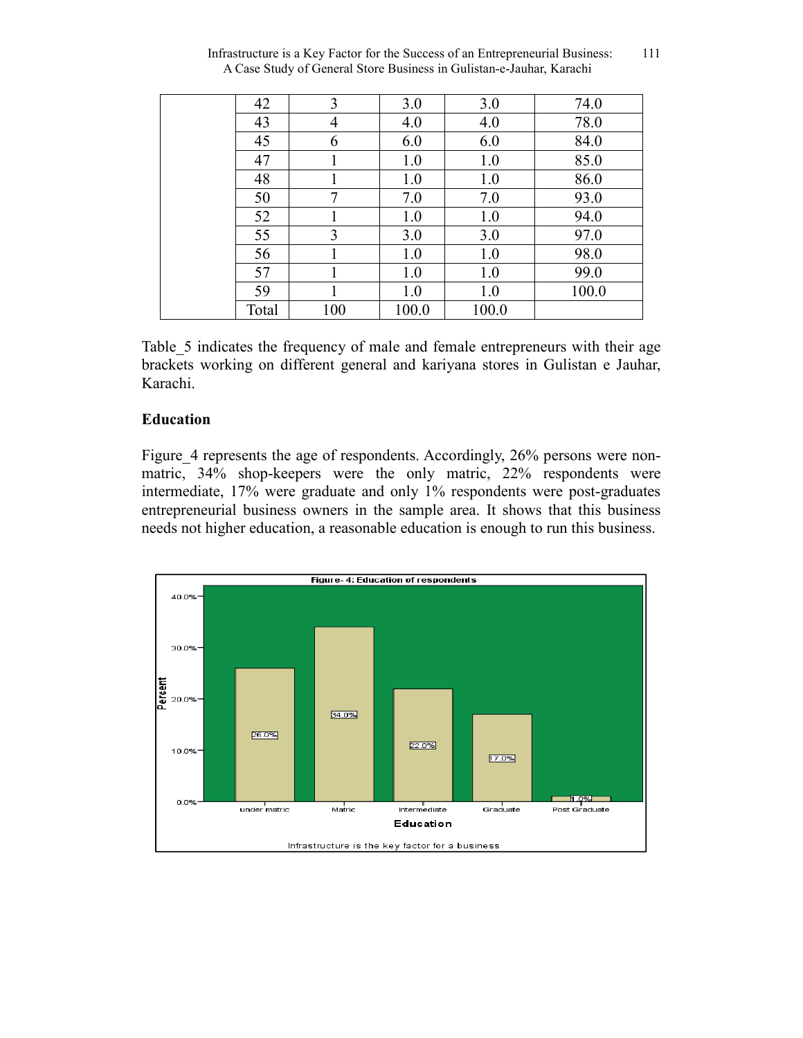| | | | | | |
|---|---|---|---|---|---|
| | 42 | 3 | 3.0 | 3.0 | 74.0 |
| | 43 | 4 | 4.0 | 4.0 | 78.0 |
| | 45 | 6 | 6.0 | 6.0 | 84.0 |
| | 47 | 1 | 1.0 | 1.0 | 85.0 |
| | 48 | 1 | 1.0 | 1.0 | 86.0 |
| | 50 | 7 | 7.0 | 7.0 | 93.0 |
| | 52 | 1 | 1.0 | 1.0 | 94.0 |
| | 55 | 3 | 3.0 | 3.0 | 97.0 |
| | 56 | 1 | 1.0 | 1.0 | 98.0 |
| | 57 | 1 | 1.0 | 1.0 | 99.0 |
| | 59 | 1 | 1.0 | 1.0 | 100.0 |
| | Total | 100 | 100.0 | 100.0 | |

Table_5 indicates the frequency of male and female entrepreneurs with their age brackets working on different general and kariyana stores in Gulistan e Jauhar, Karachi.

### Education

Figure_4 represents the age of respondents. Accordingly, 26% persons were non-matric, 34% shop-keepers were the only matric, 22% respondents were intermediate, 17% were graduate and only 1% respondents were post-graduates entrepreneurial business owners in the sample area. It shows that this business needs not higher education, a reasonable education is enough to run this business.

**Figure- 4: Education of respondents**

| Education | Percent |
|---|---|
| under matric | 26.0% |
| Matric | 34.0% |
| Intermediate | 22.0% |
| Graduate | 17.0% |
| Post Graduate | 1.0% |

Infrastructure is the key factor for a business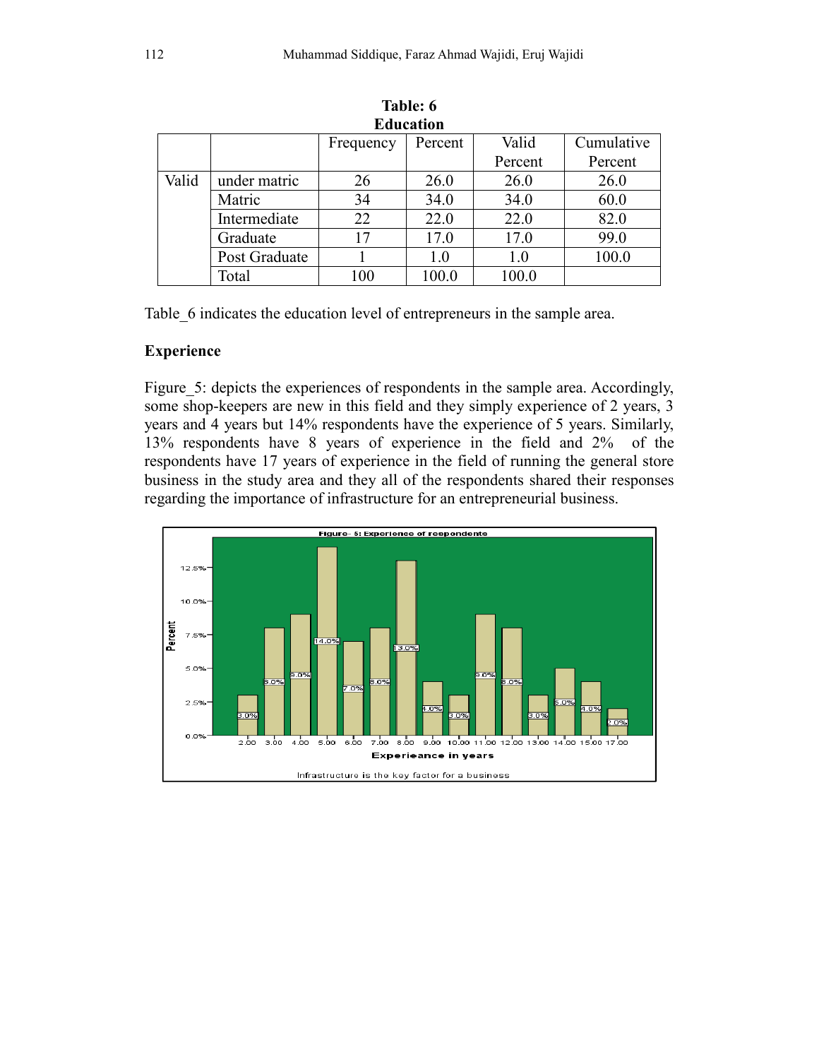**Table: 6**
**Education**

| | | Frequency | Percent | Valid Percent | Cumulative Percent |
|---|---|---|---|---|---|
| Valid | under matric | 26 | 26.0 | 26.0 | 26.0 |
| | Matric | 34 | 34.0 | 34.0 | 60.0 |
| | Intermediate | 22 | 22.0 | 22.0 | 82.0 |
| | Graduate | 17 | 17.0 | 17.0 | 99.0 |
| | Post Graduate | 1 | 1.0 | 1.0 | 100.0 |
| | Total | 100 | 100.0 | 100.0 | |

Table_6 indicates the education level of entrepreneurs in the sample area.

**Experience**

Figure_5: depicts the experiences of respondents in the sample area. Accordingly, some shop-keepers are new in this field and they simply experience of 2 years, 3 years and 4 years but 14% respondents have the experience of 5 years. Similarly, 13% respondents have 8 years of experience in the field and 2% of the respondents have 17 years of experience in the field of running the general store business in the study area and they all of the respondents shared their responses regarding the importance of infrastructure for an entrepreneurial business.

Figure- 5: Experience of respondents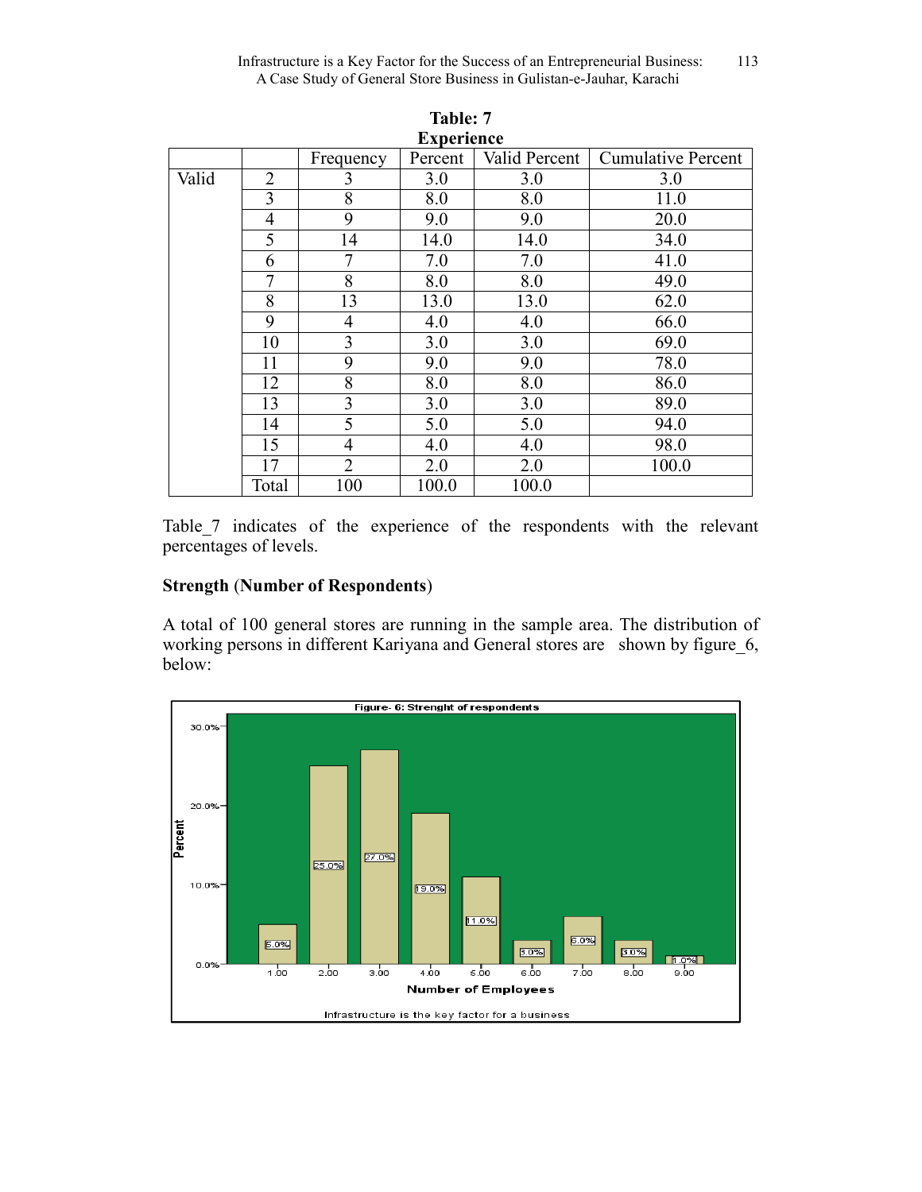**Table: 7**
**Experience**

| | | Frequency | Percent | Valid Percent | Cumulative Percent |
|---|---|---|---|---|---|
| Valid | 2 | 3 | 3.0 | 3.0 | 3.0 |
| | 3 | 8 | 8.0 | 8.0 | 11.0 |
| | 4 | 9 | 9.0 | 9.0 | 20.0 |
| | 5 | 14 | 14.0 | 14.0 | 34.0 |
| | 6 | 7 | 7.0 | 7.0 | 41.0 |
| | 7 | 8 | 8.0 | 8.0 | 49.0 |
| | 8 | 13 | 13.0 | 13.0 | 62.0 |
| | 9 | 4 | 4.0 | 4.0 | 66.0 |
| | 10 | 3 | 3.0 | 3.0 | 69.0 |
| | 11 | 9 | 9.0 | 9.0 | 78.0 |
| | 12 | 8 | 8.0 | 8.0 | 86.0 |
| | 13 | 3 | 3.0 | 3.0 | 89.0 |
| | 14 | 5 | 5.0 | 5.0 | 94.0 |
| | 15 | 4 | 4.0 | 4.0 | 98.0 |
| | 17 | 2 | 2.0 | 2.0 | 100.0 |
| | Total | 100 | 100.0 | 100.0 | |

Table_7 indicates of the experience of the respondents with the relevant percentages of levels.

**Strength (Number of Respondents)**

A total of 100 general stores are running in the sample area. The distribution of working persons in different Kariyana and General stores are shown by figure_6, below:

Figure- 6: Strenght of respondents

| Number of Employees | Percent |
|---|---|
| 1.00 | 5.0% |
| 2.00 | 25.0% |
| 3.00 | 27.0% |
| 4.00 | 19.0% |
| 5.00 | 11.0% |
| 6.00 | 3.0% |
| 7.00 | 6.0% |
| 8.00 | 3.0% |
| 9.00 | 1.0% |

Infrastructure is the key factor for a business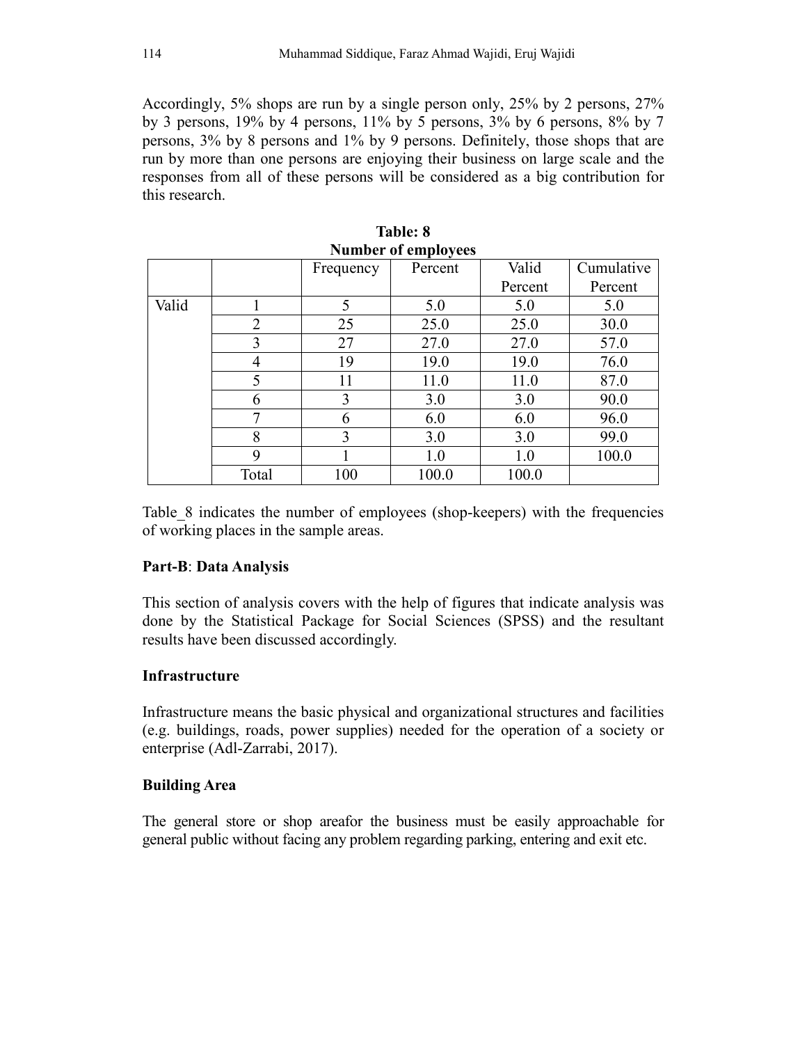Accordingly, 5% shops are run by a single person only, 25% by 2 persons, 27% by 3 persons, 19% by 4 persons, 11% by 5 persons, 3% by 6 persons, 8% by 7 persons, 3% by 8 persons and 1% by 9 persons. Definitely, those shops that are run by more than one persons are enjoying their business on large scale and the responses from all of these persons will be considered as a big contribution for this research.

**Table: 8**
**Number of employees**

| | | Frequency | Percent | Valid Percent | Cumulative Percent |
|---|---|---|---|---|---|
| Valid | 1 | 5 | 5.0 | 5.0 | 5.0 |
| | 2 | 25 | 25.0 | 25.0 | 30.0 |
| | 3 | 27 | 27.0 | 27.0 | 57.0 |
| | 4 | 19 | 19.0 | 19.0 | 76.0 |
| | 5 | 11 | 11.0 | 11.0 | 87.0 |
| | 6 | 3 | 3.0 | 3.0 | 90.0 |
| | 7 | 6 | 6.0 | 6.0 | 96.0 |
| | 8 | 3 | 3.0 | 3.0 | 99.0 |
| | 9 | 1 | 1.0 | 1.0 | 100.0 |
| | Total | 100 | 100.0 | 100.0 | |

Table_8 indicates the number of employees (shop-keepers) with the frequencies of working places in the sample areas.

**Part-B**: **Data Analysis**

This section of analysis covers with the help of figures that indicate analysis was done by the Statistical Package for Social Sciences (SPSS) and the resultant results have been discussed accordingly.

**Infrastructure**

Infrastructure means the basic physical and organizational structures and facilities (e.g. buildings, roads, power supplies) needed for the operation of a society or enterprise (Adl-Zarrabi, 2017).

**Building Area**

The general store or shop areafor the business must be easily approachable for general public without facing any problem regarding parking, entering and exit etc.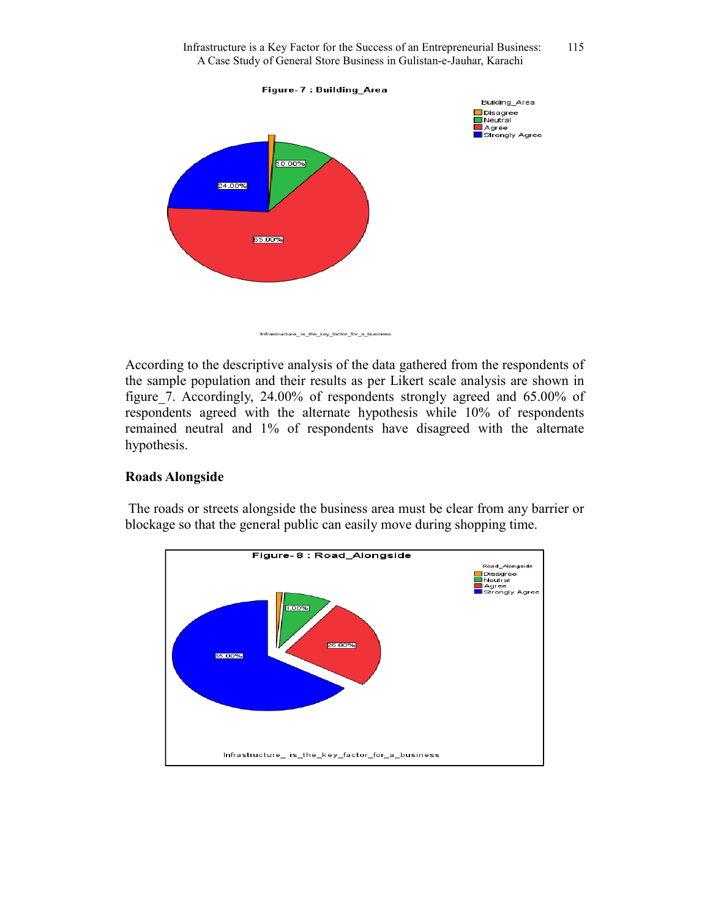Figure- 7 : Building_Area

Building_Area
Disagree
Neutral
Agree
Strongly Agree

10.00%
24.00%
65.00%

Infrastructure_is_the_key_factor_for_a_business

According to the descriptive analysis of the data gathered from the respondents of the sample population and their results as per Likert scale analysis are shown in figure_7. Accordingly, 24.00% of respondents strongly agreed and 65.00% of respondents agreed with the alternate hypothesis while 10% of respondents remained neutral and 1% of respondents have disagreed with the alternate hypothesis.

**Roads Alongside**

The roads or streets alongside the business area must be clear from any barrier or blockage so that the general public can easily move during shopping time.

Figure- 8 : Road_Alongside

Road_Alongside
Disagree
Neutral
Agree
Strongly Agree

8.00%
26.00%
65.00%

Infrastructure_ is_the_key_factor_for_a_business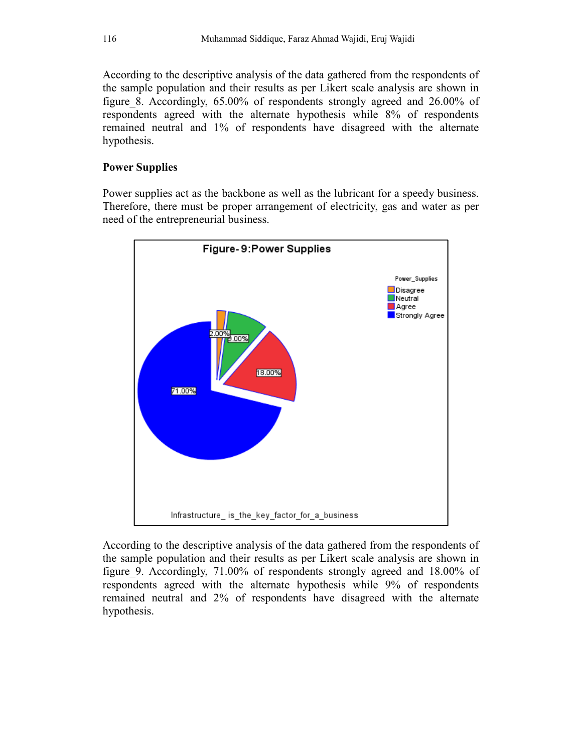According to the descriptive analysis of the data gathered from the respondents of the sample population and their results as per Likert scale analysis are shown in figure_8. Accordingly, 65.00% of respondents strongly agreed and 26.00% of respondents agreed with the alternate hypothesis while 8% of respondents remained neutral and 1% of respondents have disagreed with the alternate hypothesis.

**Power Supplies**

Power supplies act as the backbone as well as the lubricant for a speedy business. Therefore, there must be proper arrangement of electricity, gas and water as per need of the entrepreneurial business.

**Figure- 9:Power Supplies**

Power_Supplies: Disagree 2.00%, Neutral 9.00%, Agree 18.00%, Strongly Agree 71.00%

Infrastructure_ is_the_key_factor_for_a_business

According to the descriptive analysis of the data gathered from the respondents of the sample population and their results as per Likert scale analysis are shown in figure_9. Accordingly, 71.00% of respondents strongly agreed and 18.00% of respondents agreed with the alternate hypothesis while 9% of respondents remained neutral and 2% of respondents have disagreed with the alternate hypothesis.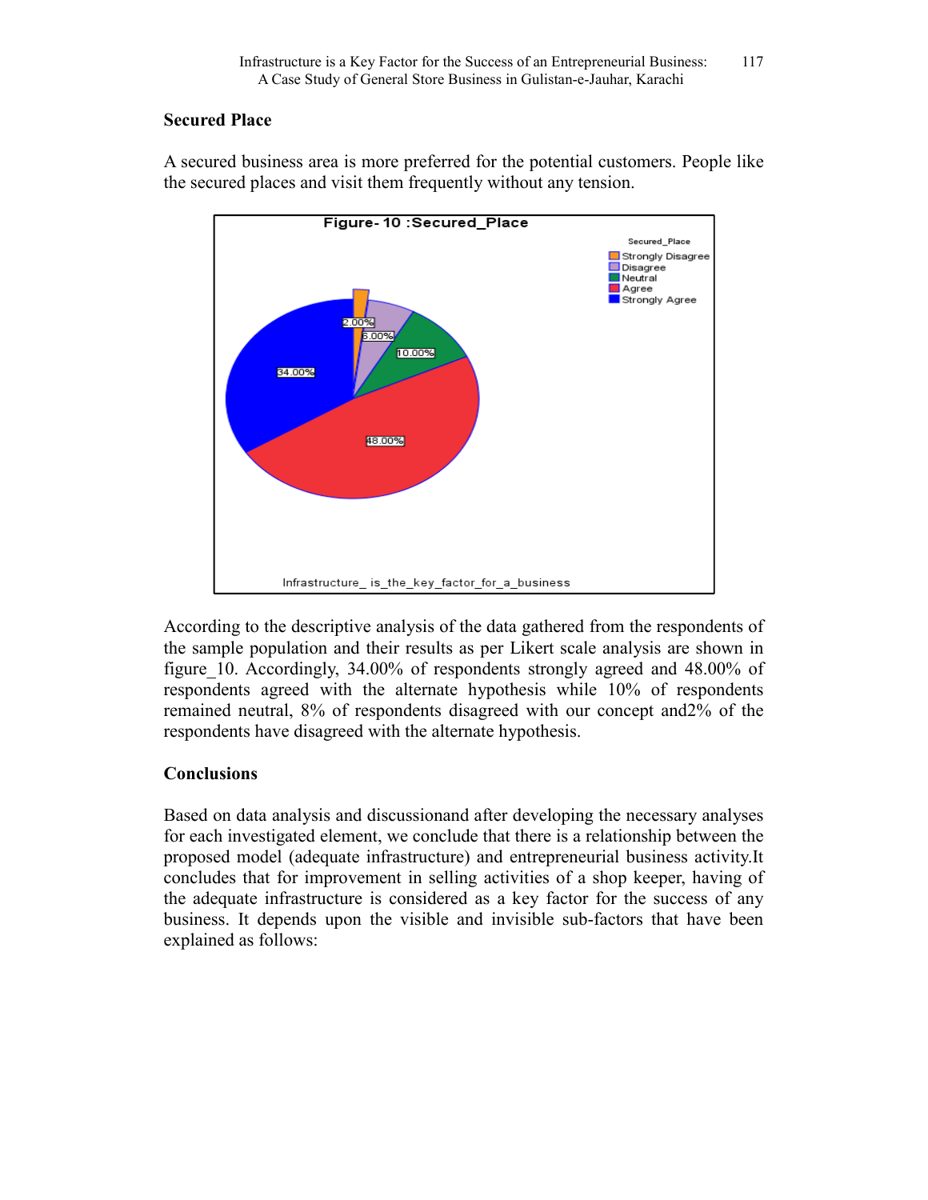## Secured Place

A secured business area is more preferred for the potential customers. People like the secured places and visit them frequently without any tension.

According to the descriptive analysis of the data gathered from the respondents of the sample population and their results as per Likert scale analysis are shown in figure_10. Accordingly, 34.00% of respondents strongly agreed and 48.00% of respondents agreed with the alternate hypothesis while 10% of respondents remained neutral, 8% of respondents disagreed with our concept and2% of the respondents have disagreed with the alternate hypothesis.

## Conclusions

Based on data analysis and discussionand after developing the necessary analyses for each investigated element, we conclude that there is a relationship between the proposed model (adequate infrastructure) and entrepreneurial business activity.It concludes that for improvement in selling activities of a shop keeper, having of the adequate infrastructure is considered as a key factor for the success of any business. It depends upon the visible and invisible sub-factors that have been explained as follows: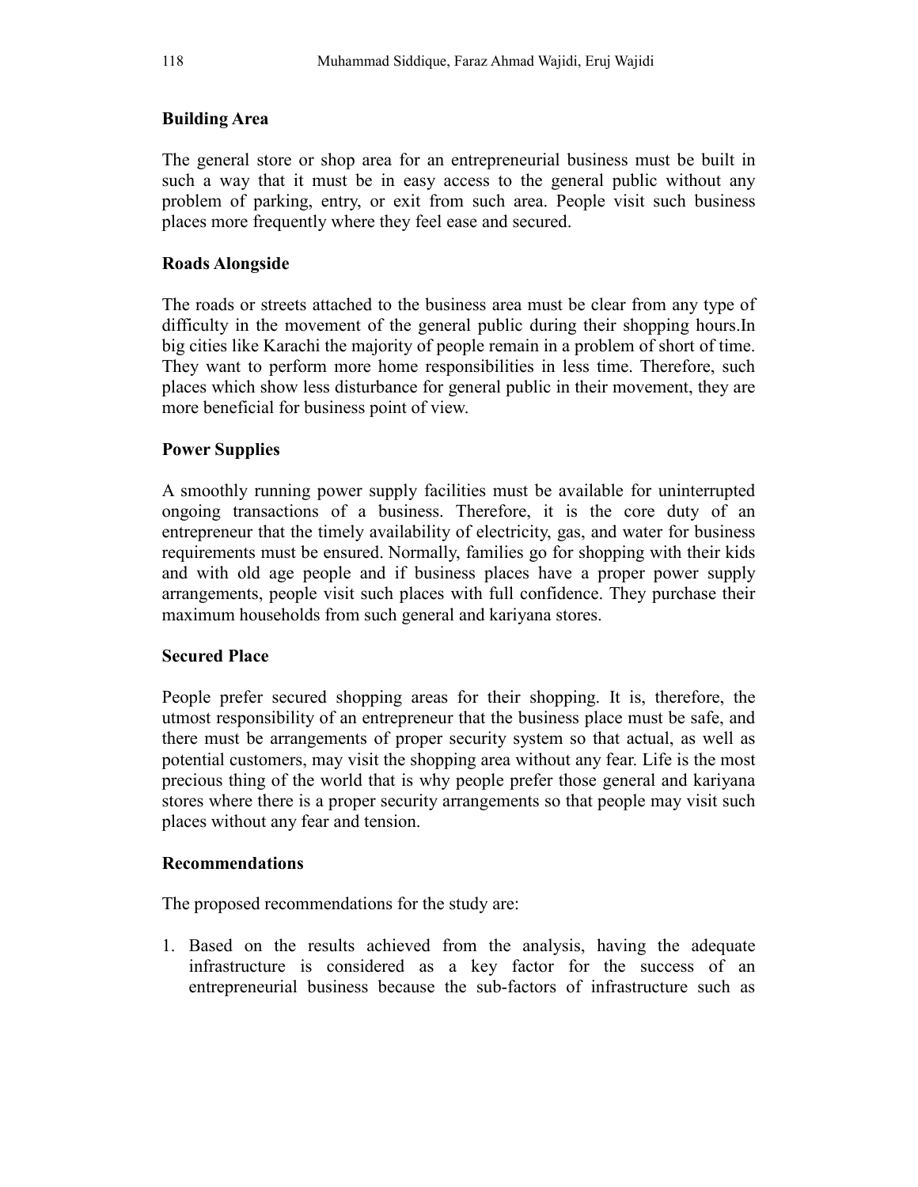### Building Area

The general store or shop area for an entrepreneurial business must be built in such a way that it must be in easy access to the general public without any problem of parking, entry, or exit from such area. People visit such business places more frequently where they feel ease and secured.

### Roads Alongside

The roads or streets attached to the business area must be clear from any type of difficulty in the movement of the general public during their shopping hours.In big cities like Karachi the majority of people remain in a problem of short of time. They want to perform more home responsibilities in less time. Therefore, such places which show less disturbance for general public in their movement, they are more beneficial for business point of view.

### Power Supplies

A smoothly running power supply facilities must be available for uninterrupted ongoing transactions of a business. Therefore, it is the core duty of an entrepreneur that the timely availability of electricity, gas, and water for business requirements must be ensured. Normally, families go for shopping with their kids and with old age people and if business places have a proper power supply arrangements, people visit such places with full confidence. They purchase their maximum households from such general and kariyana stores.

### Secured Place

People prefer secured shopping areas for their shopping. It is, therefore, the utmost responsibility of an entrepreneur that the business place must be safe, and there must be arrangements of proper security system so that actual, as well as potential customers, may visit the shopping area without any fear. Life is the most precious thing of the world that is why people prefer those general and kariyana stores where there is a proper security arrangements so that people may visit such places without any fear and tension.

### Recommendations

The proposed recommendations for the study are:

1. Based on the results achieved from the analysis, having the adequate infrastructure is considered as a key factor for the success of an entrepreneurial business because the sub-factors of infrastructure such as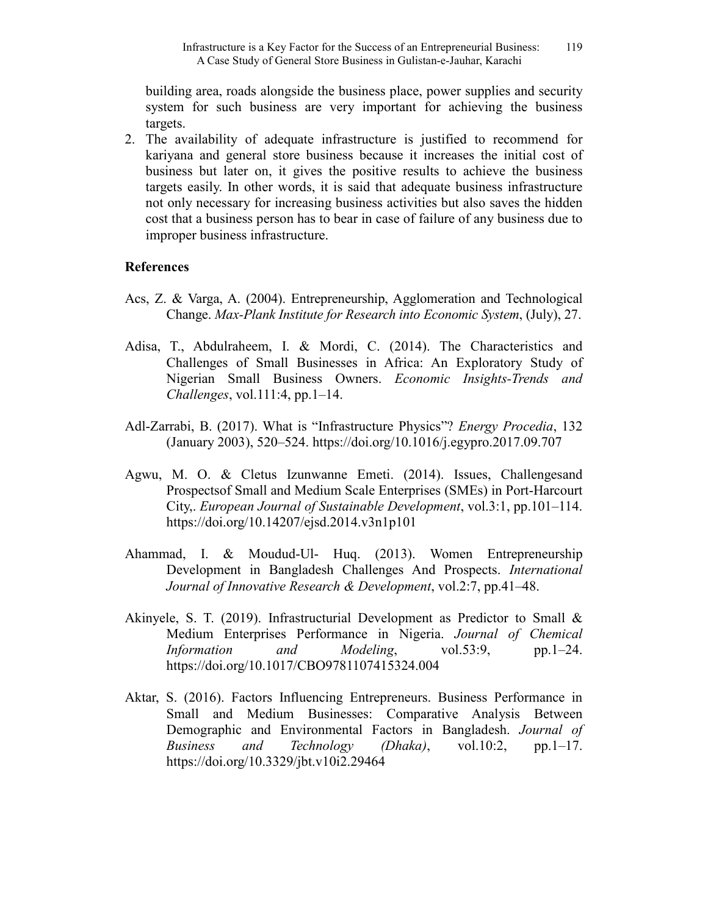building area, roads alongside the business place, power supplies and security system for such business are very important for achieving the business targets.

2. The availability of adequate infrastructure is justified to recommend for kariyana and general store business because it increases the initial cost of business but later on, it gives the positive results to achieve the business targets easily. In other words, it is said that adequate business infrastructure not only necessary for increasing business activities but also saves the hidden cost that a business person has to bear in case of failure of any business due to improper business infrastructure.

## References

Acs, Z. & Varga, A. (2004). Entrepreneurship, Agglomeration and Technological Change. *Max-Plank Institute for Research into Economic System*, (July), 27.

Adisa, T., Abdulraheem, I. & Mordi, C. (2014). The Characteristics and Challenges of Small Businesses in Africa: An Exploratory Study of Nigerian Small Business Owners. *Economic Insights-Trends and Challenges*, vol.111:4, pp.1–14.

Adl-Zarrabi, B. (2017). What is "Infrastructure Physics"? *Energy Procedia*, 132 (January 2003), 520–524. https://doi.org/10.1016/j.egypro.2017.09.707

Agwu, M. O. & Cletus Izunwanne Emeti. (2014). Issues, Challengesand Prospectsof Small and Medium Scale Enterprises (SMEs) in Port-Harcourt City,. *European Journal of Sustainable Development*, vol.3:1, pp.101–114. https://doi.org/10.14207/ejsd.2014.v3n1p101

Ahammad, I. & Moudud-Ul- Huq. (2013). Women Entrepreneurship Development in Bangladesh Challenges And Prospects. *International Journal of Innovative Research & Development*, vol.2:7, pp.41–48.

Akinyele, S. T. (2019). Infrastructurial Development as Predictor to Small & Medium Enterprises Performance in Nigeria. *Journal of Chemical Information and Modeling*, vol.53:9, pp.1–24. https://doi.org/10.1017/CBO9781107415324.004

Aktar, S. (2016). Factors Influencing Entrepreneurs. Business Performance in Small and Medium Businesses: Comparative Analysis Between Demographic and Environmental Factors in Bangladesh. *Journal of Business and Technology (Dhaka)*, vol.10:2, pp.1–17. https://doi.org/10.3329/jbt.v10i2.29464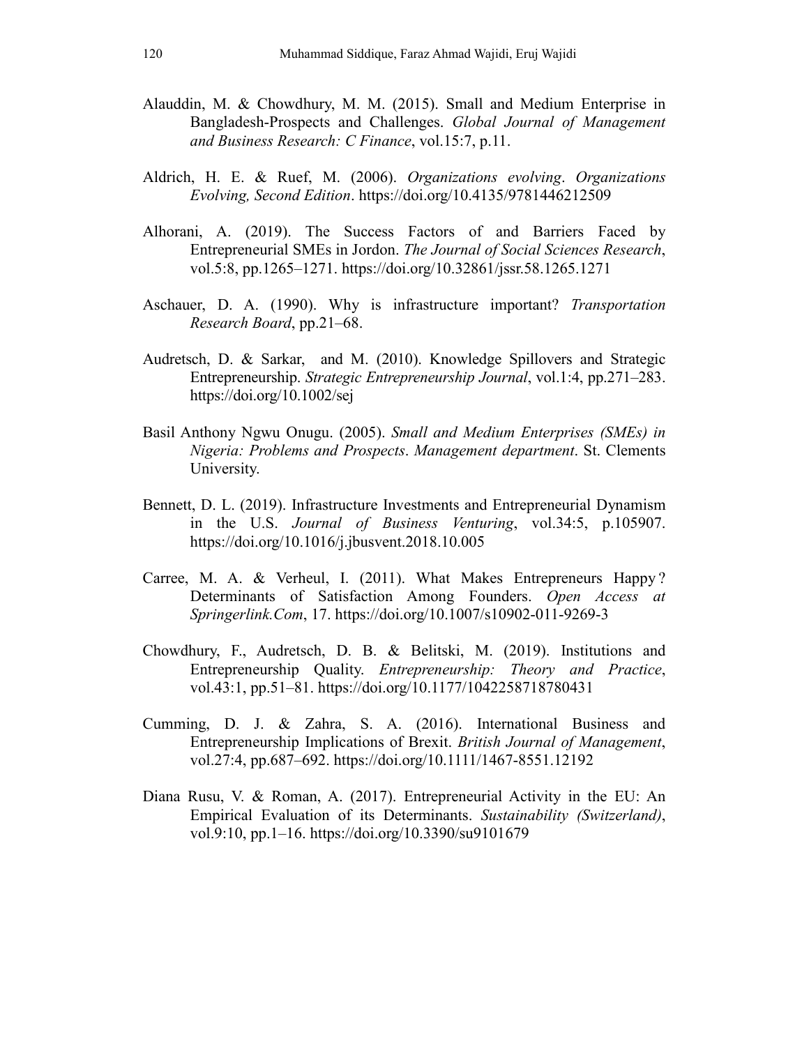Alauddin, M. & Chowdhury, M. M. (2015). Small and Medium Enterprise in Bangladesh-Prospects and Challenges. *Global Journal of Management and Business Research: C Finance*, vol.15:7, p.11.

Aldrich, H. E. & Ruef, M. (2006). *Organizations evolving*. *Organizations Evolving, Second Edition*. https://doi.org/10.4135/9781446212509

Alhorani, A. (2019). The Success Factors of and Barriers Faced by Entrepreneurial SMEs in Jordon. *The Journal of Social Sciences Research*, vol.5:8, pp.1265–1271. https://doi.org/10.32861/jssr.58.1265.1271

Aschauer, D. A. (1990). Why is infrastructure important? *Transportation Research Board*, pp.21–68.

Audretsch, D. & Sarkar, and M. (2010). Knowledge Spillovers and Strategic Entrepreneurship. *Strategic Entrepreneurship Journal*, vol.1:4, pp.271–283. https://doi.org/10.1002/sej

Basil Anthony Ngwu Onugu. (2005). *Small and Medium Enterprises (SMEs) in Nigeria: Problems and Prospects*. *Management department*. St. Clements University.

Bennett, D. L. (2019). Infrastructure Investments and Entrepreneurial Dynamism in the U.S. *Journal of Business Venturing*, vol.34:5, p.105907. https://doi.org/10.1016/j.jbusvent.2018.10.005

Carree, M. A. & Verheul, I. (2011). What Makes Entrepreneurs Happy ? Determinants of Satisfaction Among Founders. *Open Access at Springerlink.Com*, 17. https://doi.org/10.1007/s10902-011-9269-3

Chowdhury, F., Audretsch, D. B. & Belitski, M. (2019). Institutions and Entrepreneurship Quality. *Entrepreneurship: Theory and Practice*, vol.43:1, pp.51–81. https://doi.org/10.1177/1042258718780431

Cumming, D. J. & Zahra, S. A. (2016). International Business and Entrepreneurship Implications of Brexit. *British Journal of Management*, vol.27:4, pp.687–692. https://doi.org/10.1111/1467-8551.12192

Diana Rusu, V. & Roman, A. (2017). Entrepreneurial Activity in the EU: An Empirical Evaluation of its Determinants. *Sustainability (Switzerland)*, vol.9:10, pp.1–16. https://doi.org/10.3390/su9101679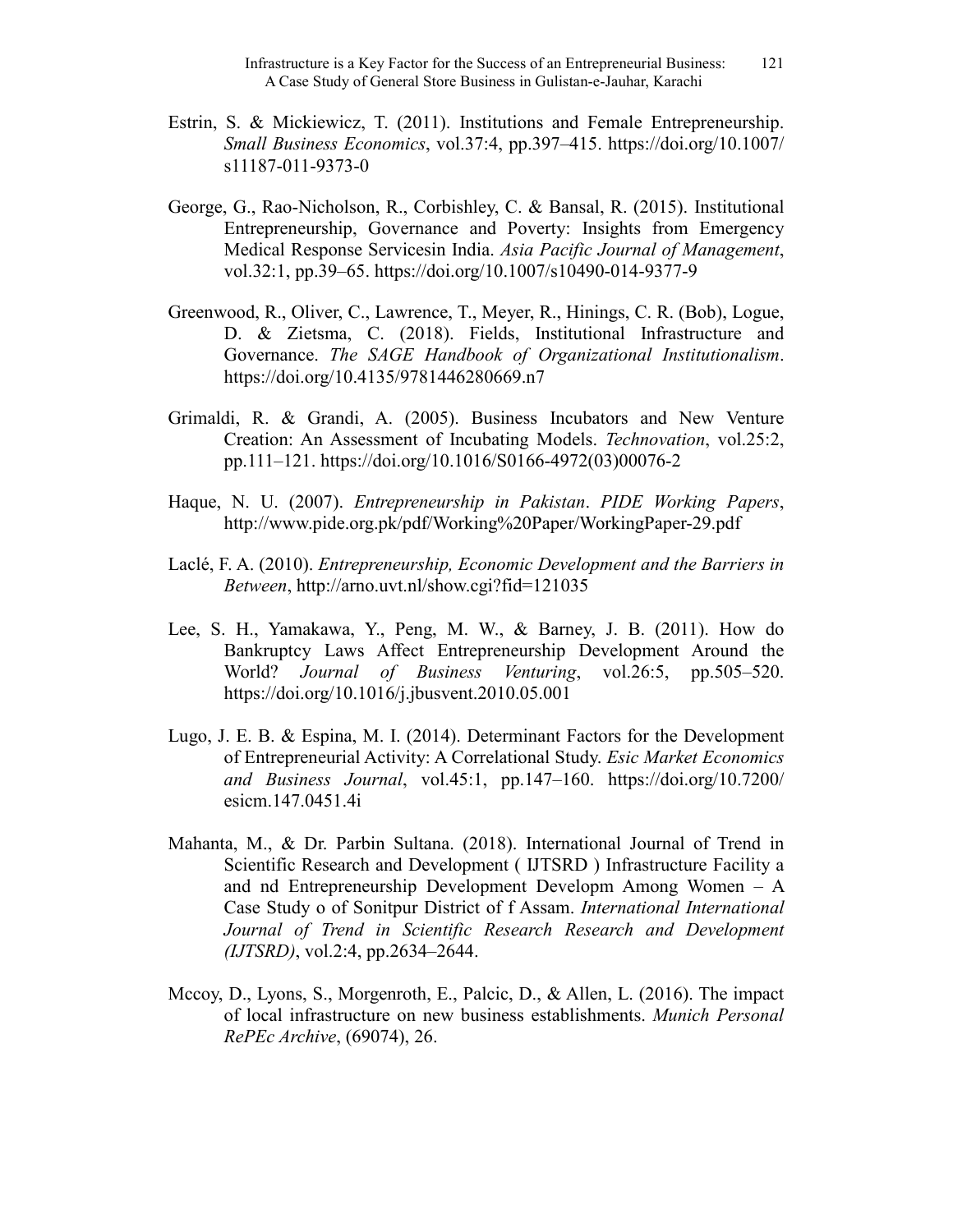Estrin, S. & Mickiewicz, T. (2011). Institutions and Female Entrepreneurship. *Small Business Economics*, vol.37:4, pp.397–415. https://doi.org/10.1007/s11187-011-9373-0

George, G., Rao-Nicholson, R., Corbishley, C. & Bansal, R. (2015). Institutional Entrepreneurship, Governance and Poverty: Insights from Emergency Medical Response Servicesin India. *Asia Pacific Journal of Management*, vol.32:1, pp.39–65. https://doi.org/10.1007/s10490-014-9377-9

Greenwood, R., Oliver, C., Lawrence, T., Meyer, R., Hinings, C. R. (Bob), Logue, D. & Zietsma, C. (2018). Fields, Institutional Infrastructure and Governance. *The SAGE Handbook of Organizational Institutionalism*. https://doi.org/10.4135/9781446280669.n7

Grimaldi, R. & Grandi, A. (2005). Business Incubators and New Venture Creation: An Assessment of Incubating Models. *Technovation*, vol.25:2, pp.111–121. https://doi.org/10.1016/S0166-4972(03)00076-2

Haque, N. U. (2007). *Entrepreneurship in Pakistan*. *PIDE Working Papers*, http://www.pide.org.pk/pdf/Working%20Paper/WorkingPaper-29.pdf

Laclé, F. A. (2010). *Entrepreneurship, Economic Development and the Barriers in Between*, http://arno.uvt.nl/show.cgi?fid=121035

Lee, S. H., Yamakawa, Y., Peng, M. W., & Barney, J. B. (2011). How do Bankruptcy Laws Affect Entrepreneurship Development Around the World? *Journal of Business Venturing*, vol.26:5, pp.505–520. https://doi.org/10.1016/j.jbusvent.2010.05.001

Lugo, J. E. B. & Espina, M. I. (2014). Determinant Factors for the Development of Entrepreneurial Activity: A Correlational Study. *Esic Market Economics and Business Journal*, vol.45:1, pp.147–160. https://doi.org/10.7200/esicm.147.0451.4i

Mahanta, M., & Dr. Parbin Sultana. (2018). International Journal of Trend in Scientific Research and Development ( IJTSRD ) Infrastructure Facility a and nd Entrepreneurship Development Developm Among Women – A Case Study o of Sonitpur District of f Assam. *International International Journal of Trend in Scientific Research Research and Development (IJTSRD)*, vol.2:4, pp.2634–2644.

Mccoy, D., Lyons, S., Morgenroth, E., Palcic, D., & Allen, L. (2016). The impact of local infrastructure on new business establishments. *Munich Personal RePEc Archive*, (69074), 26.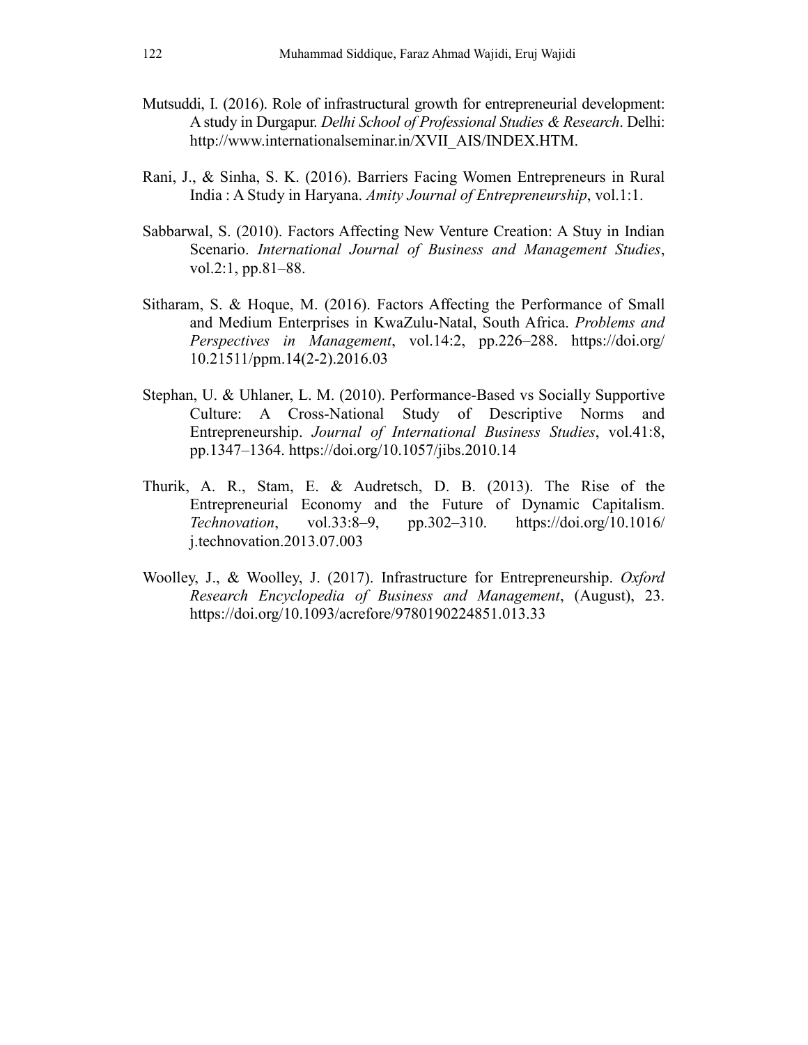Mutsuddi, I. (2016). Role of infrastructural growth for entrepreneurial development: A study in Durgapur. *Delhi School of Professional Studies & Research*. Delhi: http://www.internationalseminar.in/XVII_AIS/INDEX.HTM.

Rani, J., & Sinha, S. K. (2016). Barriers Facing Women Entrepreneurs in Rural India : A Study in Haryana. *Amity Journal of Entrepreneurship*, vol.1:1.

Sabbarwal, S. (2010). Factors Affecting New Venture Creation: A Stuy in Indian Scenario. *International Journal of Business and Management Studies*, vol.2:1, pp.81–88.

Sitharam, S. & Hoque, M. (2016). Factors Affecting the Performance of Small and Medium Enterprises in KwaZulu-Natal, South Africa. *Problems and Perspectives in Management*, vol.14:2, pp.226–288. https://doi.org/10.21511/ppm.14(2-2).2016.03

Stephan, U. & Uhlaner, L. M. (2010). Performance-Based vs Socially Supportive Culture: A Cross-National Study of Descriptive Norms and Entrepreneurship. *Journal of International Business Studies*, vol.41:8, pp.1347–1364. https://doi.org/10.1057/jibs.2010.14

Thurik, A. R., Stam, E. & Audretsch, D. B. (2013). The Rise of the Entrepreneurial Economy and the Future of Dynamic Capitalism. *Technovation*, vol.33:8–9, pp.302–310. https://doi.org/10.1016/j.technovation.2013.07.003

Woolley, J., & Woolley, J. (2017). Infrastructure for Entrepreneurship. *Oxford Research Encyclopedia of Business and Management*, (August), 23. https://doi.org/10.1093/acrefore/9780190224851.013.33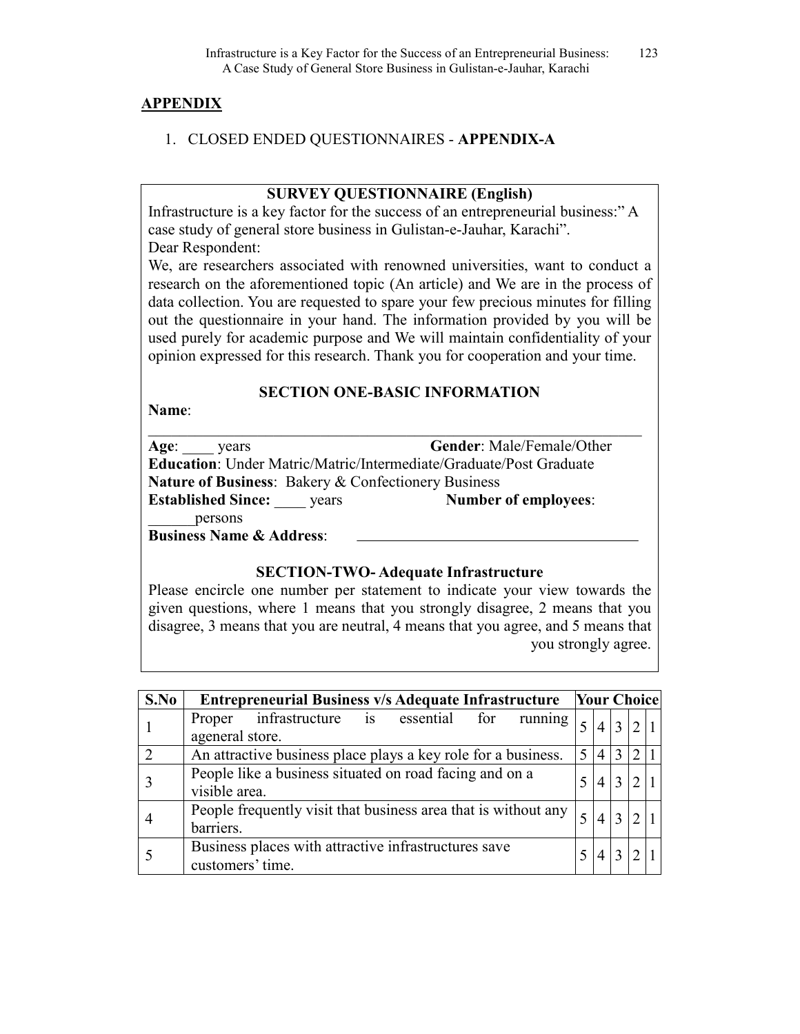## APPENDIX

1. CLOSED ENDED QUESTIONNAIRES - **APPENDIX-A**

**SURVEY QUESTIONNAIRE (English)**

Infrastructure is a key factor for the success of an entrepreneurial business:" A case study of general store business in Gulistan-e-Jauhar, Karachi".

Dear Respondent:

We, are researchers associated with renowned universities, want to conduct a research on the aforementioned topic (An article) and We are in the process of data collection. You are requested to spare your few precious minutes for filling out the questionnaire in your hand. The information provided by you will be used purely for academic purpose and We will maintain confidentiality of your opinion expressed for this research. Thank you for cooperation and your time.

**SECTION ONE-BASIC INFORMATION**

**Name**: ____________________________________________

**Age**: ____ years **Gender**: Male/Female/Other

**Education**: Under Matric/Matric/Intermediate/Graduate/Post Graduate

**Nature of Business**: Bakery & Confectionery Business

**Established Since:** ____ years **Number of employees**: ______persons

**Business Name & Address**: ____________________________________

**SECTION-TWO- Adequate Infrastructure**

Please encircle one number per statement to indicate your view towards the given questions, where 1 means that you strongly disagree, 2 means that you disagree, 3 means that you are neutral, 4 means that you agree, and 5 means that you strongly agree.

| S.No | Entrepreneurial Business v/s Adequate Infrastructure | Your Choice | | | | |
|---|---|---|---|---|---|---|
| 1 | Proper infrastructure is essential for running ageneral store. | 5 | 4 | 3 | 2 | 1 |
| 2 | An attractive business place plays a key role for a business. | 5 | 4 | 3 | 2 | 1 |
| 3 | People like a business situated on road facing and on a visible area. | 5 | 4 | 3 | 2 | 1 |
| 4 | People frequently visit that business area that is without any barriers. | 5 | 4 | 3 | 2 | 1 |
| 5 | Business places with attractive infrastructures save customers' time. | 5 | 4 | 3 | 2 | 1 |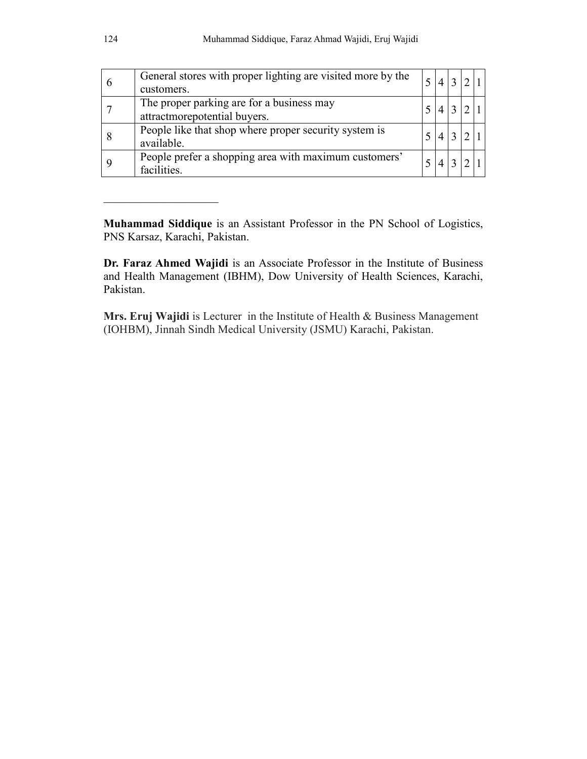| | | | | | | |
|---|---|---|---|---|---|---|
| 6 | General stores with proper lighting are visited more by the customers. | 5 | 4 | 3 | 2 | 1 |
| 7 | The proper parking are for a business may attractmorepotential buyers. | 5 | 4 | 3 | 2 | 1 |
| 8 | People like that shop where proper security system is available. | 5 | 4 | 3 | 2 | 1 |
| 9 | People prefer a shopping area with maximum customers' facilities. | 5 | 4 | 3 | 2 | 1 |

---

**Muhammad Siddique** is an Assistant Professor in the PN School of Logistics, PNS Karsaz, Karachi, Pakistan.

**Dr. Faraz Ahmed Wajidi** is an Associate Professor in the Institute of Business and Health Management (IBHM), Dow University of Health Sciences, Karachi, Pakistan.

**Mrs. Eruj Wajidi** is Lecturer in the Institute of Health & Business Management (IOHBM), Jinnah Sindh Medical University (JSMU) Karachi, Pakistan.